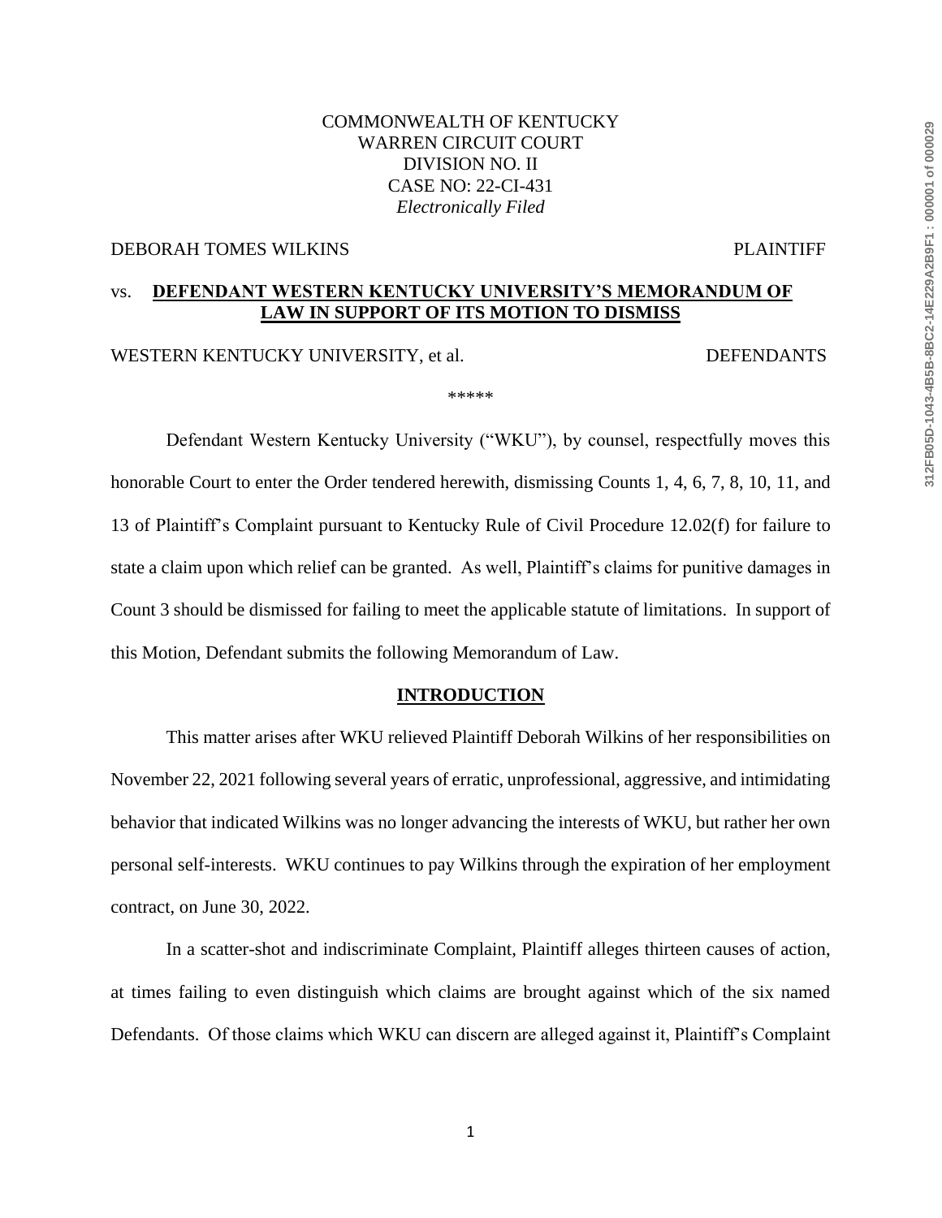COMMONWEALTH OF KENTUCKY
WARREN CIRCUIT COURT
DIVISION NO. II
CASE NO: 22-CI-431
*Electronically Filed*

DEBORAH TOMES WILKINS PLAINTIFF

vs. **DEFENDANT WESTERN KENTUCKY UNIVERSITY'S MEMORANDUM OF LAW IN SUPPORT OF ITS MOTION TO DISMISS**

WESTERN KENTUCKY UNIVERSITY, et al. DEFENDANTS

\*\*\*\*\*

Defendant Western Kentucky University ("WKU"), by counsel, respectfully moves this honorable Court to enter the Order tendered herewith, dismissing Counts 1, 4, 6, 7, 8, 10, 11, and 13 of Plaintiff's Complaint pursuant to Kentucky Rule of Civil Procedure 12.02(f) for failure to state a claim upon which relief can be granted. As well, Plaintiff's claims for punitive damages in Count 3 should be dismissed for failing to meet the applicable statute of limitations. In support of this Motion, Defendant submits the following Memorandum of Law.

## INTRODUCTION

This matter arises after WKU relieved Plaintiff Deborah Wilkins of her responsibilities on November 22, 2021 following several years of erratic, unprofessional, aggressive, and intimidating behavior that indicated Wilkins was no longer advancing the interests of WKU, but rather her own personal self-interests. WKU continues to pay Wilkins through the expiration of her employment contract, on June 30, 2022.

In a scatter-shot and indiscriminate Complaint, Plaintiff alleges thirteen causes of action, at times failing to even distinguish which claims are brought against which of the six named Defendants. Of those claims which WKU can discern are alleged against it, Plaintiff's Complaint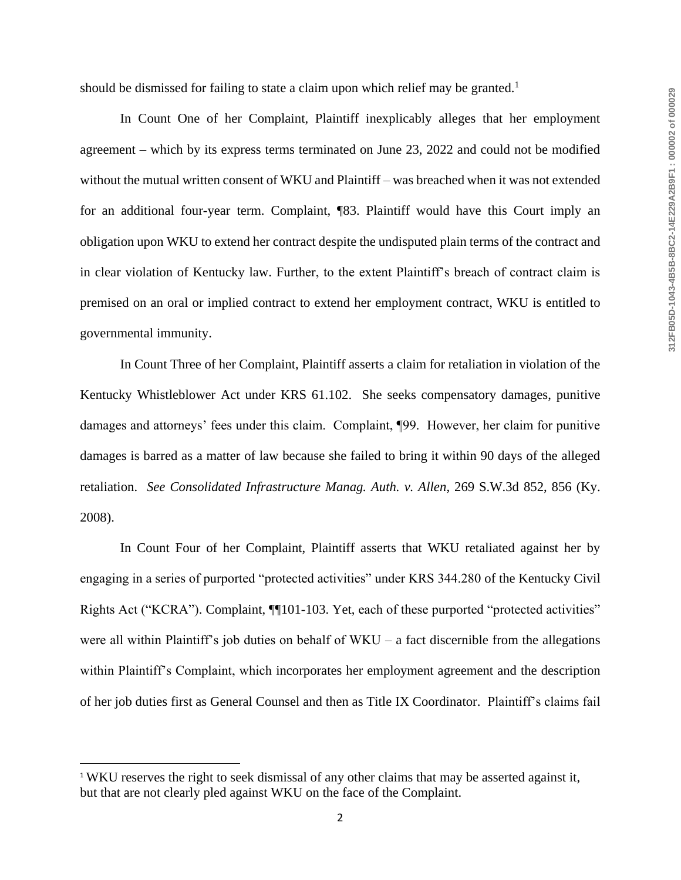should be dismissed for failing to state a claim upon which relief may be granted.[1]

In Count One of her Complaint, Plaintiff inexplicably alleges that her employment agreement – which by its express terms terminated on June 23, 2022 and could not be modified without the mutual written consent of WKU and Plaintiff – was breached when it was not extended for an additional four-year term. Complaint, ¶83. Plaintiff would have this Court imply an obligation upon WKU to extend her contract despite the undisputed plain terms of the contract and in clear violation of Kentucky law. Further, to the extent Plaintiff's breach of contract claim is premised on an oral or implied contract to extend her employment contract, WKU is entitled to governmental immunity.

In Count Three of her Complaint, Plaintiff asserts a claim for retaliation in violation of the Kentucky Whistleblower Act under KRS 61.102. She seeks compensatory damages, punitive damages and attorneys' fees under this claim. Complaint, ¶99. However, her claim for punitive damages is barred as a matter of law because she failed to bring it within 90 days of the alleged retaliation. *See Consolidated Infrastructure Manag. Auth. v. Allen*, 269 S.W.3d 852, 856 (Ky. 2008).

In Count Four of her Complaint, Plaintiff asserts that WKU retaliated against her by engaging in a series of purported "protected activities" under KRS 344.280 of the Kentucky Civil Rights Act ("KCRA"). Complaint, ¶¶101-103. Yet, each of these purported "protected activities" were all within Plaintiff's job duties on behalf of WKU – a fact discernible from the allegations within Plaintiff's Complaint, which incorporates her employment agreement and the description of her job duties first as General Counsel and then as Title IX Coordinator. Plaintiff's claims fail

---

[1] WKU reserves the right to seek dismissal of any other claims that may be asserted against it, but that are not clearly pled against WKU on the face of the Complaint.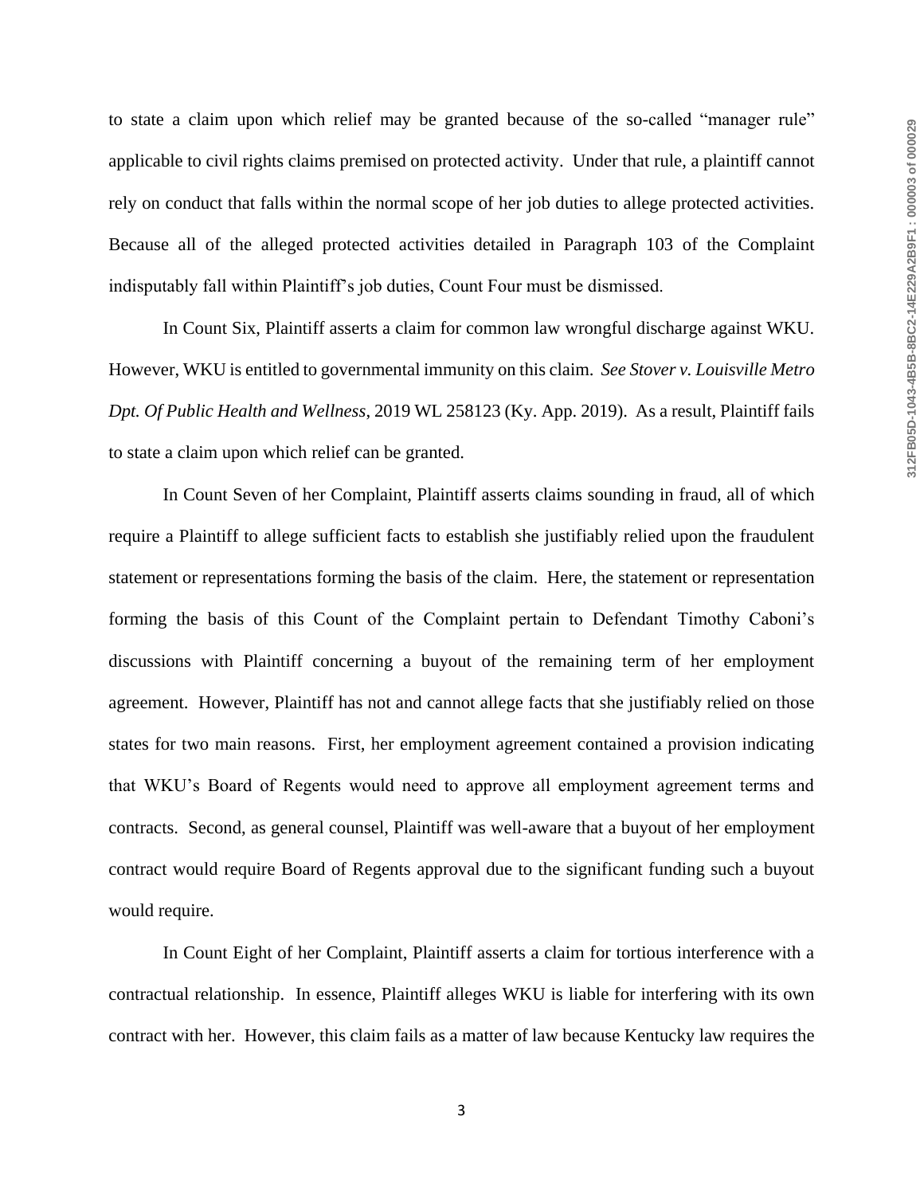to state a claim upon which relief may be granted because of the so-called "manager rule" applicable to civil rights claims premised on protected activity. Under that rule, a plaintiff cannot rely on conduct that falls within the normal scope of her job duties to allege protected activities. Because all of the alleged protected activities detailed in Paragraph 103 of the Complaint indisputably fall within Plaintiff's job duties, Count Four must be dismissed.

In Count Six, Plaintiff asserts a claim for common law wrongful discharge against WKU. However, WKU is entitled to governmental immunity on this claim. *See Stover v. Louisville Metro Dpt. Of Public Health and Wellness*, 2019 WL 258123 (Ky. App. 2019). As a result, Plaintiff fails to state a claim upon which relief can be granted.

In Count Seven of her Complaint, Plaintiff asserts claims sounding in fraud, all of which require a Plaintiff to allege sufficient facts to establish she justifiably relied upon the fraudulent statement or representations forming the basis of the claim. Here, the statement or representation forming the basis of this Count of the Complaint pertain to Defendant Timothy Caboni's discussions with Plaintiff concerning a buyout of the remaining term of her employment agreement. However, Plaintiff has not and cannot allege facts that she justifiably relied on those states for two main reasons. First, her employment agreement contained a provision indicating that WKU's Board of Regents would need to approve all employment agreement terms and contracts. Second, as general counsel, Plaintiff was well-aware that a buyout of her employment contract would require Board of Regents approval due to the significant funding such a buyout would require.

In Count Eight of her Complaint, Plaintiff asserts a claim for tortious interference with a contractual relationship. In essence, Plaintiff alleges WKU is liable for interfering with its own contract with her. However, this claim fails as a matter of law because Kentucky law requires the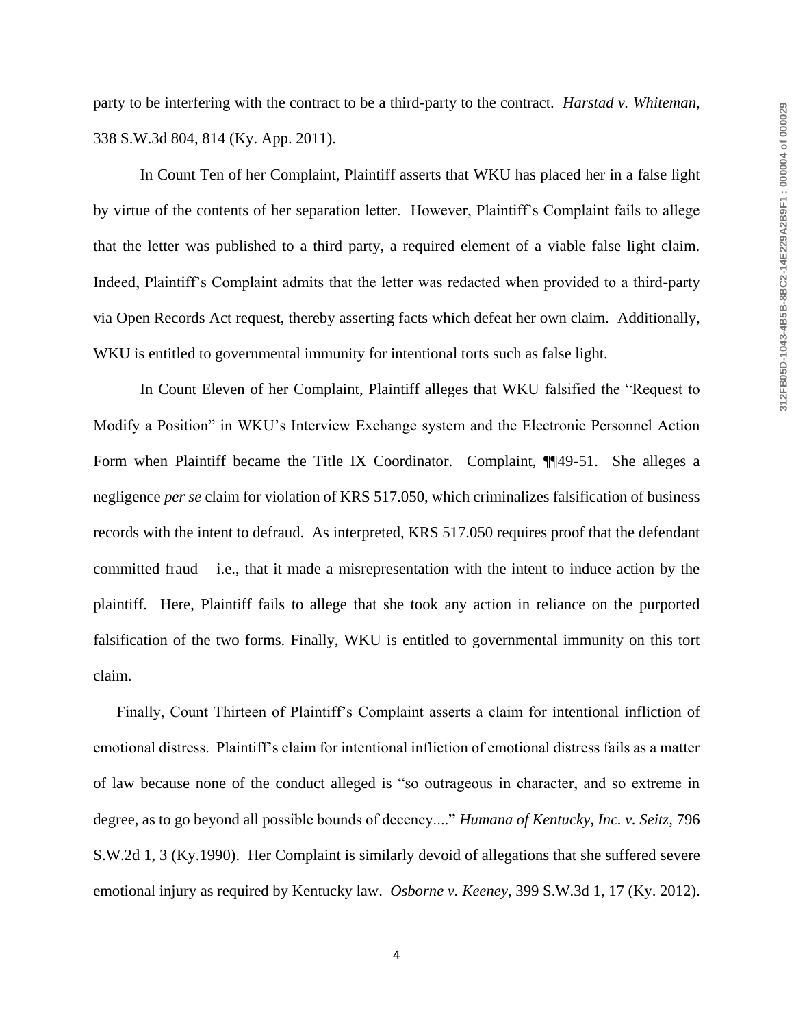party to be interfering with the contract to be a third-party to the contract. *Harstad v. Whiteman*, 338 S.W.3d 804, 814 (Ky. App. 2011).

In Count Ten of her Complaint, Plaintiff asserts that WKU has placed her in a false light by virtue of the contents of her separation letter. However, Plaintiff's Complaint fails to allege that the letter was published to a third party, a required element of a viable false light claim. Indeed, Plaintiff's Complaint admits that the letter was redacted when provided to a third-party via Open Records Act request, thereby asserting facts which defeat her own claim. Additionally, WKU is entitled to governmental immunity for intentional torts such as false light.

In Count Eleven of her Complaint, Plaintiff alleges that WKU falsified the "Request to Modify a Position" in WKU's Interview Exchange system and the Electronic Personnel Action Form when Plaintiff became the Title IX Coordinator. Complaint, ¶¶49-51. She alleges a negligence *per se* claim for violation of KRS 517.050, which criminalizes falsification of business records with the intent to defraud. As interpreted, KRS 517.050 requires proof that the defendant committed fraud – i.e., that it made a misrepresentation with the intent to induce action by the plaintiff. Here, Plaintiff fails to allege that she took any action in reliance on the purported falsification of the two forms. Finally, WKU is entitled to governmental immunity on this tort claim.

Finally, Count Thirteen of Plaintiff's Complaint asserts a claim for intentional infliction of emotional distress. Plaintiff's claim for intentional infliction of emotional distress fails as a matter of law because none of the conduct alleged is "so outrageous in character, and so extreme in degree, as to go beyond all possible bounds of decency...." *Humana of Kentucky, Inc. v. Seitz*, 796 S.W.2d 1, 3 (Ky.1990). Her Complaint is similarly devoid of allegations that she suffered severe emotional injury as required by Kentucky law. *Osborne v. Keeney*, 399 S.W.3d 1, 17 (Ky. 2012).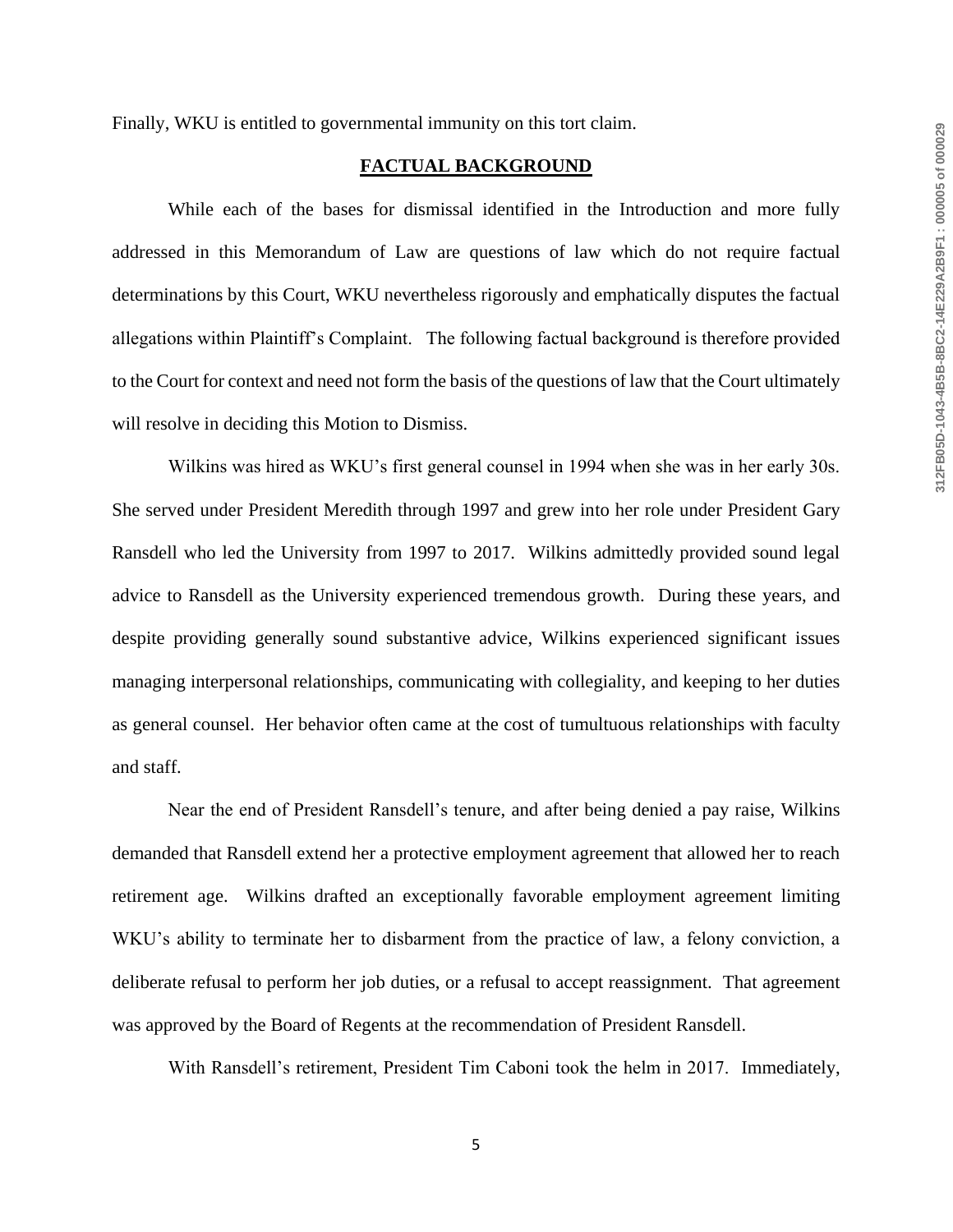Finally, WKU is entitled to governmental immunity on this tort claim.

## FACTUAL BACKGROUND

While each of the bases for dismissal identified in the Introduction and more fully addressed in this Memorandum of Law are questions of law which do not require factual determinations by this Court, WKU nevertheless rigorously and emphatically disputes the factual allegations within Plaintiff's Complaint. The following factual background is therefore provided to the Court for context and need not form the basis of the questions of law that the Court ultimately will resolve in deciding this Motion to Dismiss.

Wilkins was hired as WKU's first general counsel in 1994 when she was in her early 30s. She served under President Meredith through 1997 and grew into her role under President Gary Ransdell who led the University from 1997 to 2017. Wilkins admittedly provided sound legal advice to Ransdell as the University experienced tremendous growth. During these years, and despite providing generally sound substantive advice, Wilkins experienced significant issues managing interpersonal relationships, communicating with collegiality, and keeping to her duties as general counsel. Her behavior often came at the cost of tumultuous relationships with faculty and staff.

Near the end of President Ransdell's tenure, and after being denied a pay raise, Wilkins demanded that Ransdell extend her a protective employment agreement that allowed her to reach retirement age. Wilkins drafted an exceptionally favorable employment agreement limiting WKU's ability to terminate her to disbarment from the practice of law, a felony conviction, a deliberate refusal to perform her job duties, or a refusal to accept reassignment. That agreement was approved by the Board of Regents at the recommendation of President Ransdell.

With Ransdell's retirement, President Tim Caboni took the helm in 2017. Immediately,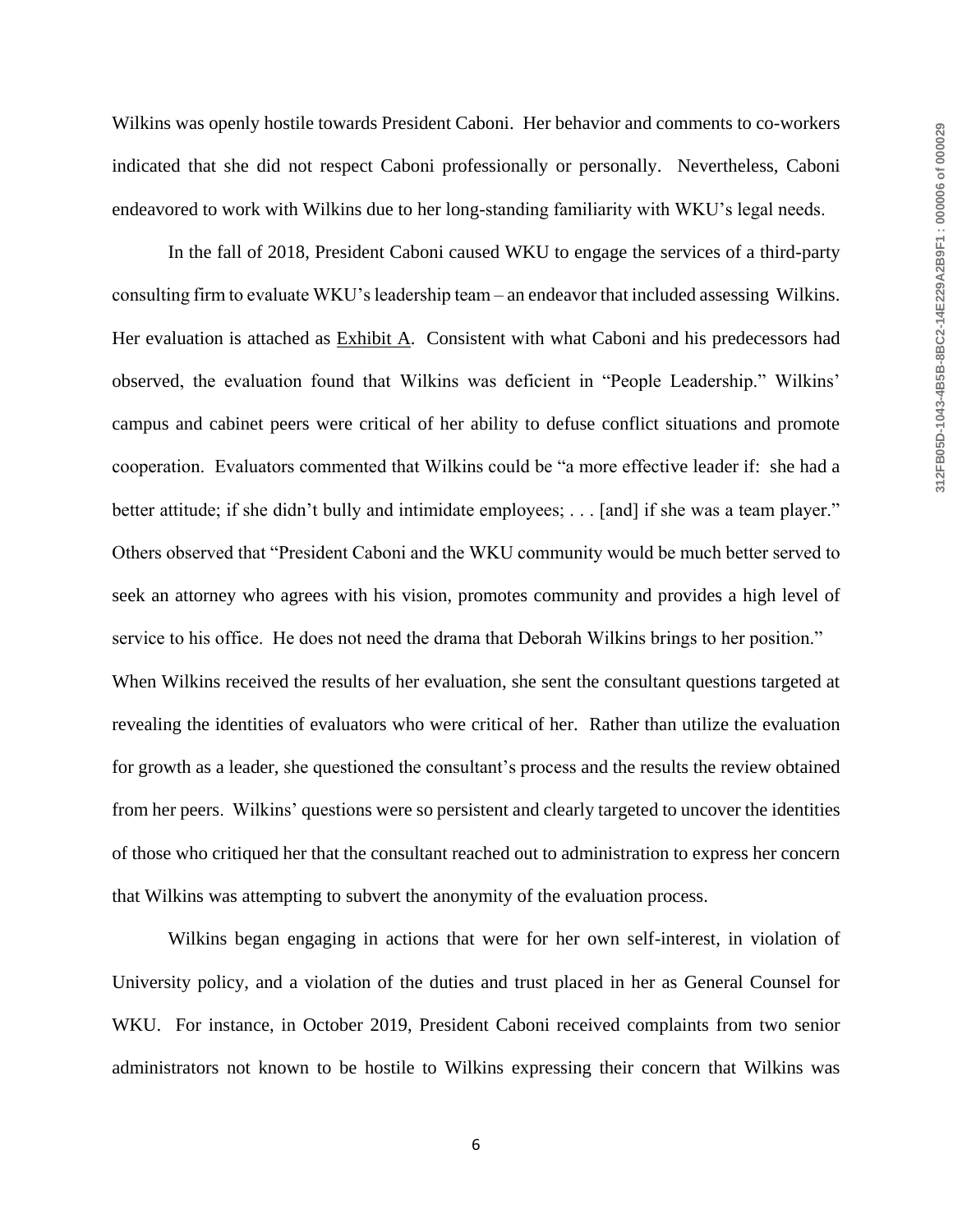Wilkins was openly hostile towards President Caboni. Her behavior and comments to co-workers indicated that she did not respect Caboni professionally or personally. Nevertheless, Caboni endeavored to work with Wilkins due to her long-standing familiarity with WKU's legal needs.

In the fall of 2018, President Caboni caused WKU to engage the services of a third-party consulting firm to evaluate WKU's leadership team – an endeavor that included assessing Wilkins. Her evaluation is attached as Exhibit A. Consistent with what Caboni and his predecessors had observed, the evaluation found that Wilkins was deficient in "People Leadership." Wilkins' campus and cabinet peers were critical of her ability to defuse conflict situations and promote cooperation. Evaluators commented that Wilkins could be "a more effective leader if: she had a better attitude; if she didn't bully and intimidate employees; . . . [and] if she was a team player." Others observed that "President Caboni and the WKU community would be much better served to seek an attorney who agrees with his vision, promotes community and provides a high level of service to his office. He does not need the drama that Deborah Wilkins brings to her position." When Wilkins received the results of her evaluation, she sent the consultant questions targeted at revealing the identities of evaluators who were critical of her. Rather than utilize the evaluation for growth as a leader, she questioned the consultant's process and the results the review obtained from her peers. Wilkins' questions were so persistent and clearly targeted to uncover the identities of those who critiqued her that the consultant reached out to administration to express her concern that Wilkins was attempting to subvert the anonymity of the evaluation process.

Wilkins began engaging in actions that were for her own self-interest, in violation of University policy, and a violation of the duties and trust placed in her as General Counsel for WKU. For instance, in October 2019, President Caboni received complaints from two senior administrators not known to be hostile to Wilkins expressing their concern that Wilkins was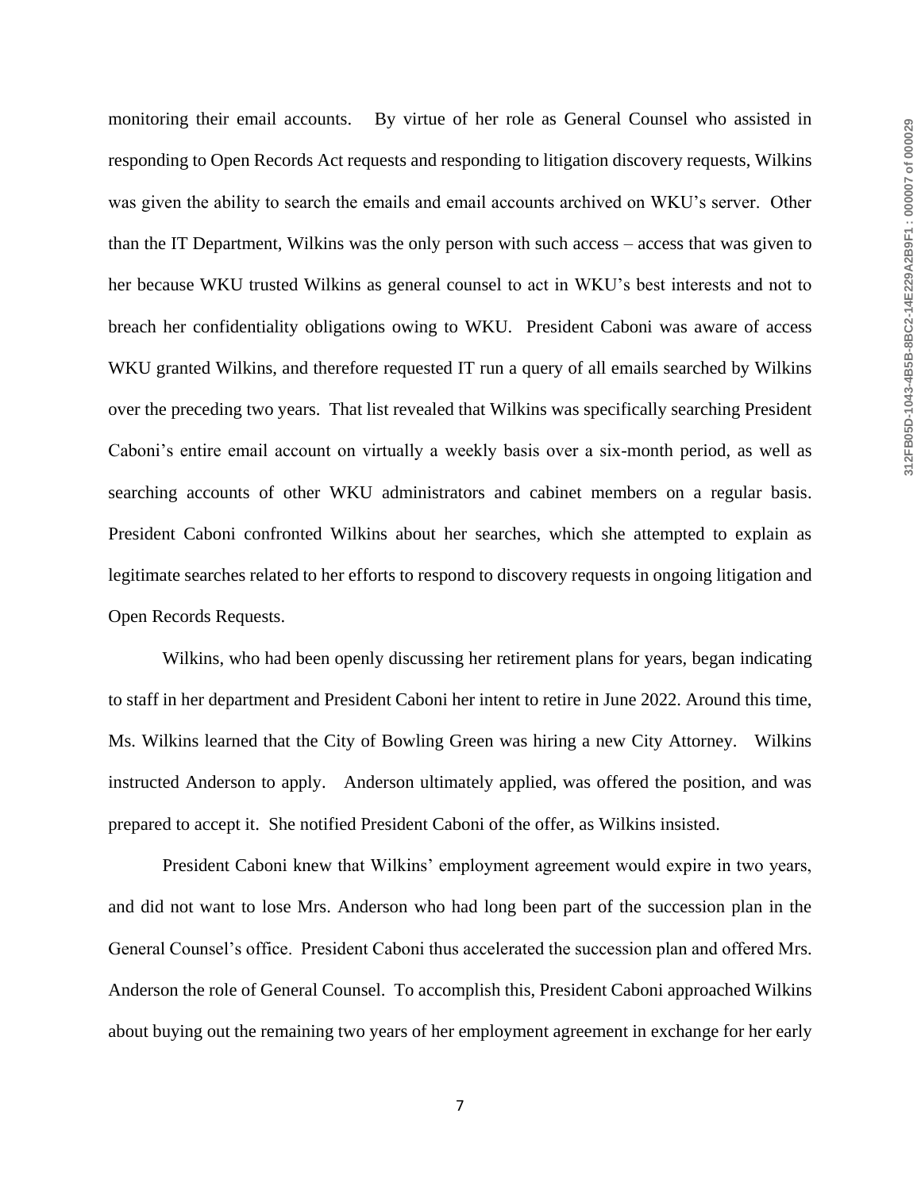monitoring their email accounts. By virtue of her role as General Counsel who assisted in responding to Open Records Act requests and responding to litigation discovery requests, Wilkins was given the ability to search the emails and email accounts archived on WKU's server. Other than the IT Department, Wilkins was the only person with such access – access that was given to her because WKU trusted Wilkins as general counsel to act in WKU's best interests and not to breach her confidentiality obligations owing to WKU. President Caboni was aware of access WKU granted Wilkins, and therefore requested IT run a query of all emails searched by Wilkins over the preceding two years. That list revealed that Wilkins was specifically searching President Caboni's entire email account on virtually a weekly basis over a six-month period, as well as searching accounts of other WKU administrators and cabinet members on a regular basis. President Caboni confronted Wilkins about her searches, which she attempted to explain as legitimate searches related to her efforts to respond to discovery requests in ongoing litigation and Open Records Requests.

Wilkins, who had been openly discussing her retirement plans for years, began indicating to staff in her department and President Caboni her intent to retire in June 2022. Around this time, Ms. Wilkins learned that the City of Bowling Green was hiring a new City Attorney. Wilkins instructed Anderson to apply. Anderson ultimately applied, was offered the position, and was prepared to accept it. She notified President Caboni of the offer, as Wilkins insisted.

President Caboni knew that Wilkins' employment agreement would expire in two years, and did not want to lose Mrs. Anderson who had long been part of the succession plan in the General Counsel's office. President Caboni thus accelerated the succession plan and offered Mrs. Anderson the role of General Counsel. To accomplish this, President Caboni approached Wilkins about buying out the remaining two years of her employment agreement in exchange for her early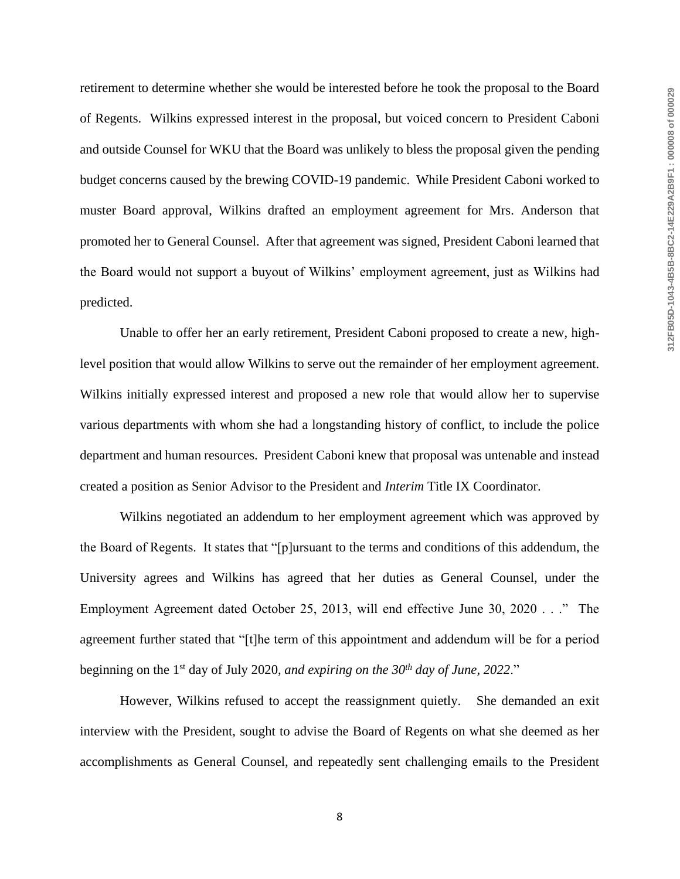retirement to determine whether she would be interested before he took the proposal to the Board of Regents. Wilkins expressed interest in the proposal, but voiced concern to President Caboni and outside Counsel for WKU that the Board was unlikely to bless the proposal given the pending budget concerns caused by the brewing COVID-19 pandemic. While President Caboni worked to muster Board approval, Wilkins drafted an employment agreement for Mrs. Anderson that promoted her to General Counsel. After that agreement was signed, President Caboni learned that the Board would not support a buyout of Wilkins' employment agreement, just as Wilkins had predicted.

Unable to offer her an early retirement, President Caboni proposed to create a new, high-level position that would allow Wilkins to serve out the remainder of her employment agreement. Wilkins initially expressed interest and proposed a new role that would allow her to supervise various departments with whom she had a longstanding history of conflict, to include the police department and human resources. President Caboni knew that proposal was untenable and instead created a position as Senior Advisor to the President and *Interim* Title IX Coordinator.

Wilkins negotiated an addendum to her employment agreement which was approved by the Board of Regents. It states that "[p]ursuant to the terms and conditions of this addendum, the University agrees and Wilkins has agreed that her duties as General Counsel, under the Employment Agreement dated October 25, 2013, will end effective June 30, 2020 . . ." The agreement further stated that "[t]he term of this appointment and addendum will be for a period beginning on the 1st day of July 2020, *and expiring on the 30th day of June, 2022*."

However, Wilkins refused to accept the reassignment quietly. She demanded an exit interview with the President, sought to advise the Board of Regents on what she deemed as her accomplishments as General Counsel, and repeatedly sent challenging emails to the President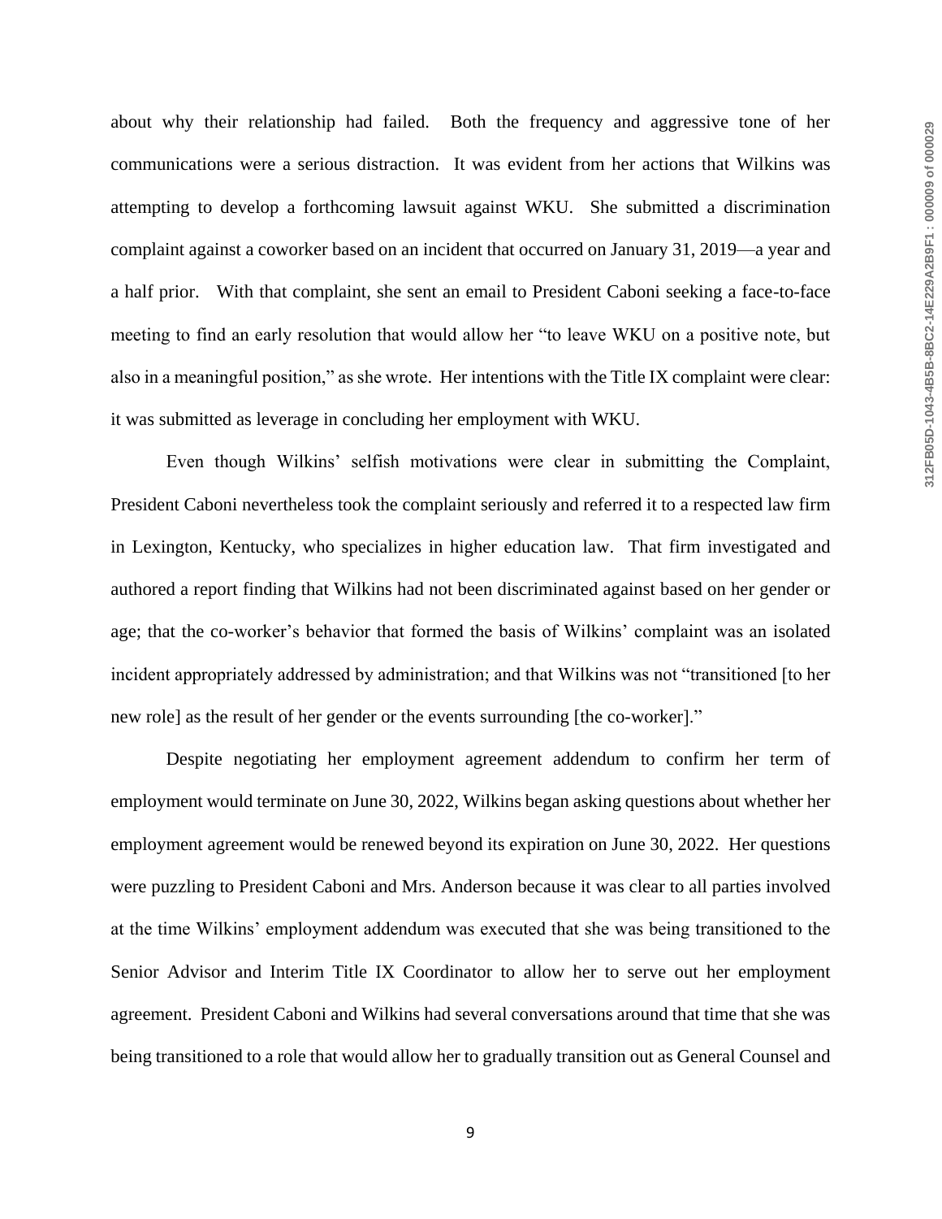about why their relationship had failed. Both the frequency and aggressive tone of her communications were a serious distraction. It was evident from her actions that Wilkins was attempting to develop a forthcoming lawsuit against WKU. She submitted a discrimination complaint against a coworker based on an incident that occurred on January 31, 2019—a year and a half prior. With that complaint, she sent an email to President Caboni seeking a face-to-face meeting to find an early resolution that would allow her "to leave WKU on a positive note, but also in a meaningful position," as she wrote. Her intentions with the Title IX complaint were clear: it was submitted as leverage in concluding her employment with WKU.

Even though Wilkins' selfish motivations were clear in submitting the Complaint, President Caboni nevertheless took the complaint seriously and referred it to a respected law firm in Lexington, Kentucky, who specializes in higher education law. That firm investigated and authored a report finding that Wilkins had not been discriminated against based on her gender or age; that the co-worker's behavior that formed the basis of Wilkins' complaint was an isolated incident appropriately addressed by administration; and that Wilkins was not "transitioned [to her new role] as the result of her gender or the events surrounding [the co-worker]."

Despite negotiating her employment agreement addendum to confirm her term of employment would terminate on June 30, 2022, Wilkins began asking questions about whether her employment agreement would be renewed beyond its expiration on June 30, 2022. Her questions were puzzling to President Caboni and Mrs. Anderson because it was clear to all parties involved at the time Wilkins' employment addendum was executed that she was being transitioned to the Senior Advisor and Interim Title IX Coordinator to allow her to serve out her employment agreement. President Caboni and Wilkins had several conversations around that time that she was being transitioned to a role that would allow her to gradually transition out as General Counsel and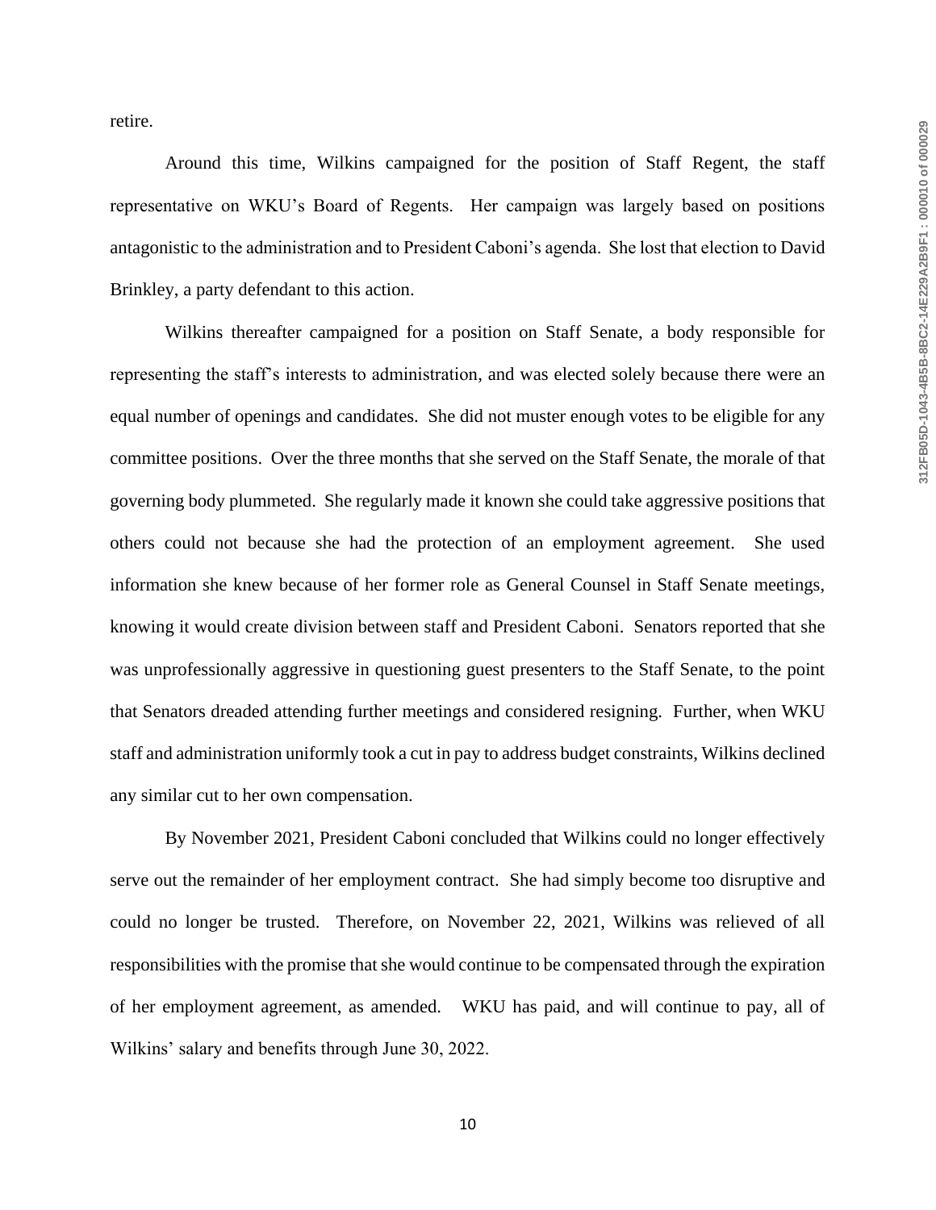retire.

Around this time, Wilkins campaigned for the position of Staff Regent, the staff representative on WKU's Board of Regents. Her campaign was largely based on positions antagonistic to the administration and to President Caboni's agenda. She lost that election to David Brinkley, a party defendant to this action.

Wilkins thereafter campaigned for a position on Staff Senate, a body responsible for representing the staff's interests to administration, and was elected solely because there were an equal number of openings and candidates. She did not muster enough votes to be eligible for any committee positions. Over the three months that she served on the Staff Senate, the morale of that governing body plummeted. She regularly made it known she could take aggressive positions that others could not because she had the protection of an employment agreement. She used information she knew because of her former role as General Counsel in Staff Senate meetings, knowing it would create division between staff and President Caboni. Senators reported that she was unprofessionally aggressive in questioning guest presenters to the Staff Senate, to the point that Senators dreaded attending further meetings and considered resigning. Further, when WKU staff and administration uniformly took a cut in pay to address budget constraints, Wilkins declined any similar cut to her own compensation.

By November 2021, President Caboni concluded that Wilkins could no longer effectively serve out the remainder of her employment contract. She had simply become too disruptive and could no longer be trusted. Therefore, on November 22, 2021, Wilkins was relieved of all responsibilities with the promise that she would continue to be compensated through the expiration of her employment agreement, as amended. WKU has paid, and will continue to pay, all of Wilkins' salary and benefits through June 30, 2022.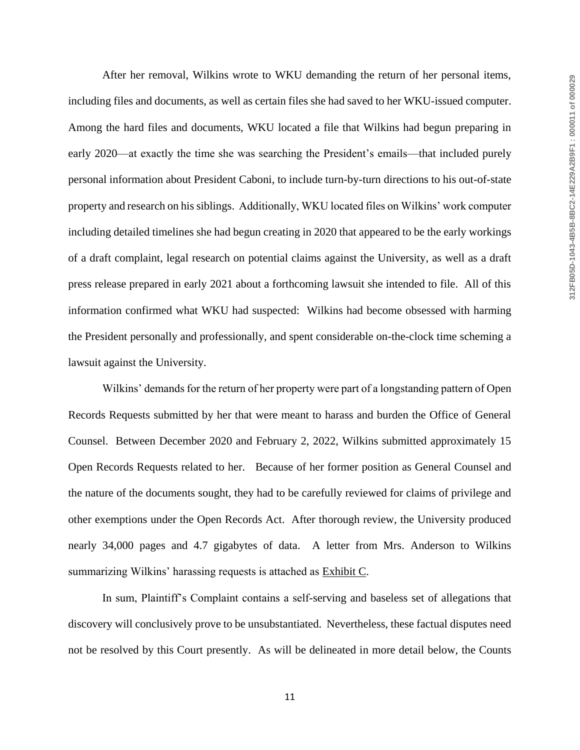After her removal, Wilkins wrote to WKU demanding the return of her personal items, including files and documents, as well as certain files she had saved to her WKU-issued computer. Among the hard files and documents, WKU located a file that Wilkins had begun preparing in early 2020—at exactly the time she was searching the President's emails—that included purely personal information about President Caboni, to include turn-by-turn directions to his out-of-state property and research on his siblings. Additionally, WKU located files on Wilkins' work computer including detailed timelines she had begun creating in 2020 that appeared to be the early workings of a draft complaint, legal research on potential claims against the University, as well as a draft press release prepared in early 2021 about a forthcoming lawsuit she intended to file. All of this information confirmed what WKU had suspected: Wilkins had become obsessed with harming the President personally and professionally, and spent considerable on-the-clock time scheming a lawsuit against the University.

Wilkins' demands for the return of her property were part of a longstanding pattern of Open Records Requests submitted by her that were meant to harass and burden the Office of General Counsel. Between December 2020 and February 2, 2022, Wilkins submitted approximately 15 Open Records Requests related to her. Because of her former position as General Counsel and the nature of the documents sought, they had to be carefully reviewed for claims of privilege and other exemptions under the Open Records Act. After thorough review, the University produced nearly 34,000 pages and 4.7 gigabytes of data. A letter from Mrs. Anderson to Wilkins summarizing Wilkins' harassing requests is attached as Exhibit C.

In sum, Plaintiff's Complaint contains a self-serving and baseless set of allegations that discovery will conclusively prove to be unsubstantiated. Nevertheless, these factual disputes need not be resolved by this Court presently. As will be delineated in more detail below, the Counts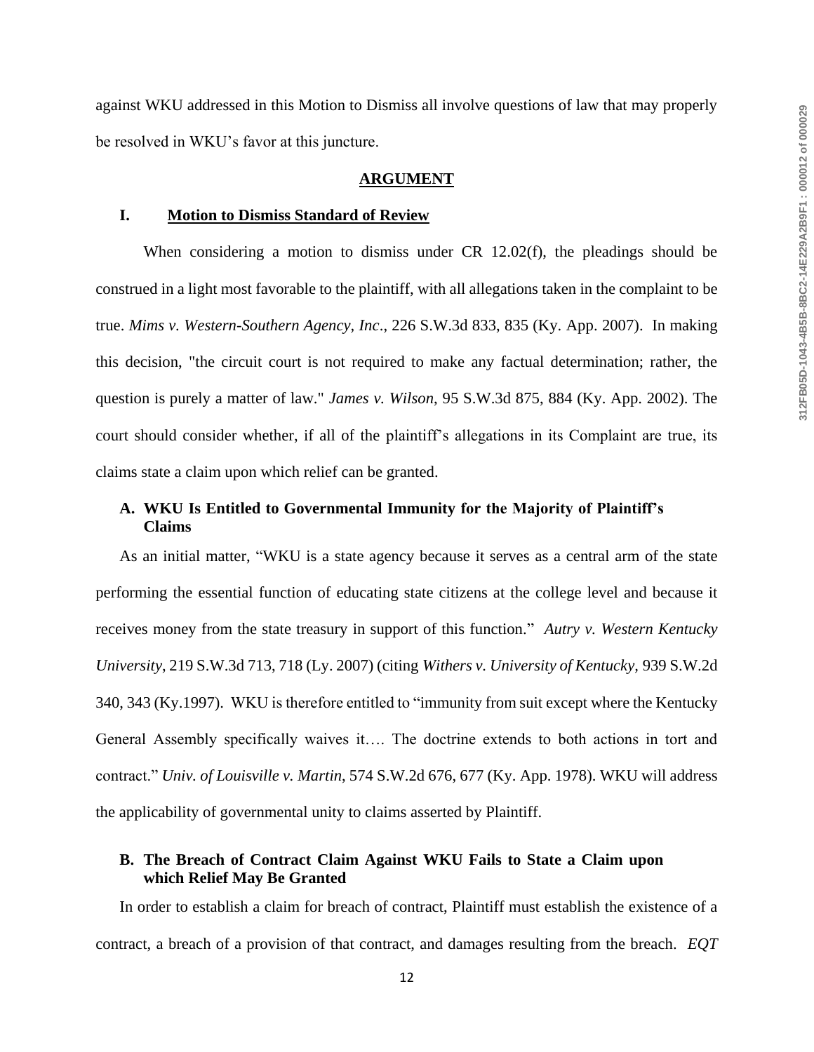against WKU addressed in this Motion to Dismiss all involve questions of law that may properly be resolved in WKU's favor at this juncture.

## ARGUMENT

### I. Motion to Dismiss Standard of Review

When considering a motion to dismiss under CR 12.02(f), the pleadings should be construed in a light most favorable to the plaintiff, with all allegations taken in the complaint to be true. *Mims v. Western-Southern Agency, Inc*., 226 S.W.3d 833, 835 (Ky. App. 2007). In making this decision, "the circuit court is not required to make any factual determination; rather, the question is purely a matter of law." *James v. Wilson*, 95 S.W.3d 875, 884 (Ky. App. 2002). The court should consider whether, if all of the plaintiff's allegations in its Complaint are true, its claims state a claim upon which relief can be granted.

#### A. WKU Is Entitled to Governmental Immunity for the Majority of Plaintiff's Claims

As an initial matter, "WKU is a state agency because it serves as a central arm of the state performing the essential function of educating state citizens at the college level and because it receives money from the state treasury in support of this function." *Autry v. Western Kentucky University*, 219 S.W.3d 713, 718 (Ly. 2007) (citing *Withers v. University of Kentucky*, 939 S.W.2d 340, 343 (Ky.1997). WKU is therefore entitled to "immunity from suit except where the Kentucky General Assembly specifically waives it…. The doctrine extends to both actions in tort and contract." *Univ. of Louisville v. Martin*, 574 S.W.2d 676, 677 (Ky. App. 1978). WKU will address the applicability of governmental unity to claims asserted by Plaintiff.

#### B. The Breach of Contract Claim Against WKU Fails to State a Claim upon which Relief May Be Granted

In order to establish a claim for breach of contract, Plaintiff must establish the existence of a contract, a breach of a provision of that contract, and damages resulting from the breach. *EQT*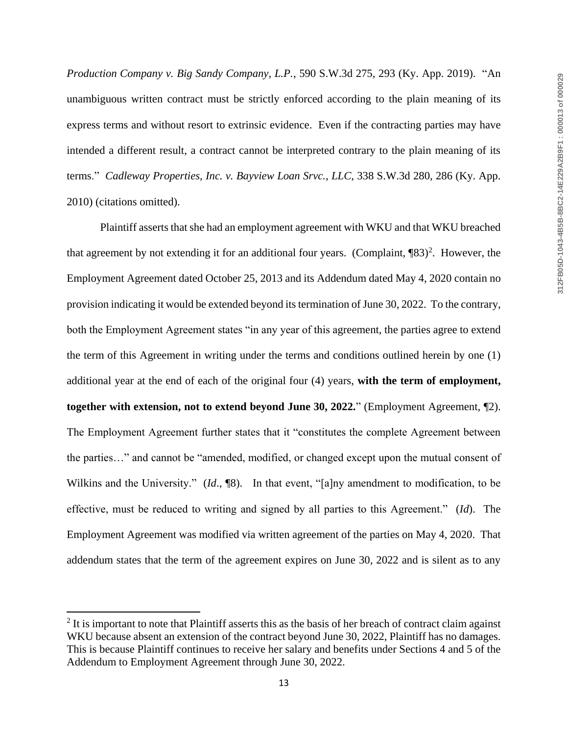*Production Company v. Big Sandy Company, L.P.*, 590 S.W.3d 275, 293 (Ky. App. 2019). "An unambiguous written contract must be strictly enforced according to the plain meaning of its express terms and without resort to extrinsic evidence. Even if the contracting parties may have intended a different result, a contract cannot be interpreted contrary to the plain meaning of its terms." *Cadleway Properties, Inc. v. Bayview Loan Srvc., LLC*, 338 S.W.3d 280, 286 (Ky. App. 2010) (citations omitted).

Plaintiff asserts that she had an employment agreement with WKU and that WKU breached that agreement by not extending it for an additional four years. (Complaint, ¶83)[2]. However, the Employment Agreement dated October 25, 2013 and its Addendum dated May 4, 2020 contain no provision indicating it would be extended beyond its termination of June 30, 2022. To the contrary, both the Employment Agreement states "in any year of this agreement, the parties agree to extend the term of this Agreement in writing under the terms and conditions outlined herein by one (1) additional year at the end of each of the original four (4) years, **with the term of employment, together with extension, not to extend beyond June 30, 2022.**" (Employment Agreement, ¶2). The Employment Agreement further states that it "constitutes the complete Agreement between the parties…" and cannot be "amended, modified, or changed except upon the mutual consent of Wilkins and the University." (*Id*., ¶8). In that event, "[a]ny amendment to modification, to be effective, must be reduced to writing and signed by all parties to this Agreement." (*Id*). The Employment Agreement was modified via written agreement of the parties on May 4, 2020. That addendum states that the term of the agreement expires on June 30, 2022 and is silent as to any

[2] It is important to note that Plaintiff asserts this as the basis of her breach of contract claim against WKU because absent an extension of the contract beyond June 30, 2022, Plaintiff has no damages. This is because Plaintiff continues to receive her salary and benefits under Sections 4 and 5 of the Addendum to Employment Agreement through June 30, 2022.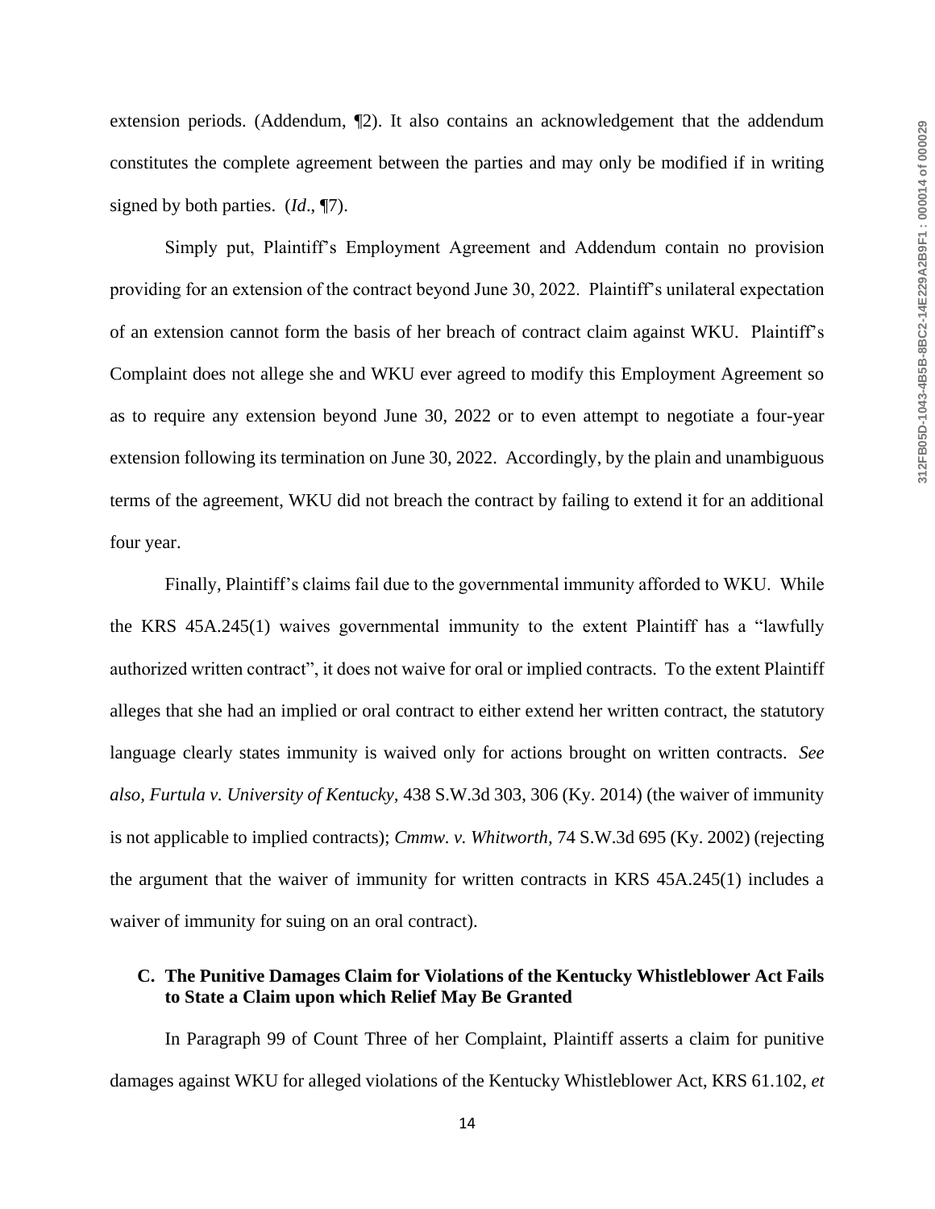extension periods. (Addendum, ¶2). It also contains an acknowledgement that the addendum constitutes the complete agreement between the parties and may only be modified if in writing signed by both parties. (*Id*., ¶7).

Simply put, Plaintiff's Employment Agreement and Addendum contain no provision providing for an extension of the contract beyond June 30, 2022. Plaintiff's unilateral expectation of an extension cannot form the basis of her breach of contract claim against WKU. Plaintiff's Complaint does not allege she and WKU ever agreed to modify this Employment Agreement so as to require any extension beyond June 30, 2022 or to even attempt to negotiate a four-year extension following its termination on June 30, 2022. Accordingly, by the plain and unambiguous terms of the agreement, WKU did not breach the contract by failing to extend it for an additional four year.

Finally, Plaintiff's claims fail due to the governmental immunity afforded to WKU. While the KRS 45A.245(1) waives governmental immunity to the extent Plaintiff has a "lawfully authorized written contract", it does not waive for oral or implied contracts. To the extent Plaintiff alleges that she had an implied or oral contract to either extend her written contract, the statutory language clearly states immunity is waived only for actions brought on written contracts. *See also, Furtula v. University of Kentucky*, 438 S.W.3d 303, 306 (Ky. 2014) (the waiver of immunity is not applicable to implied contracts); *Cmmw. v. Whitworth*, 74 S.W.3d 695 (Ky. 2002) (rejecting the argument that the waiver of immunity for written contracts in KRS 45A.245(1) includes a waiver of immunity for suing on an oral contract).

### C. The Punitive Damages Claim for Violations of the Kentucky Whistleblower Act Fails to State a Claim upon which Relief May Be Granted

In Paragraph 99 of Count Three of her Complaint, Plaintiff asserts a claim for punitive damages against WKU for alleged violations of the Kentucky Whistleblower Act, KRS 61.102, *et*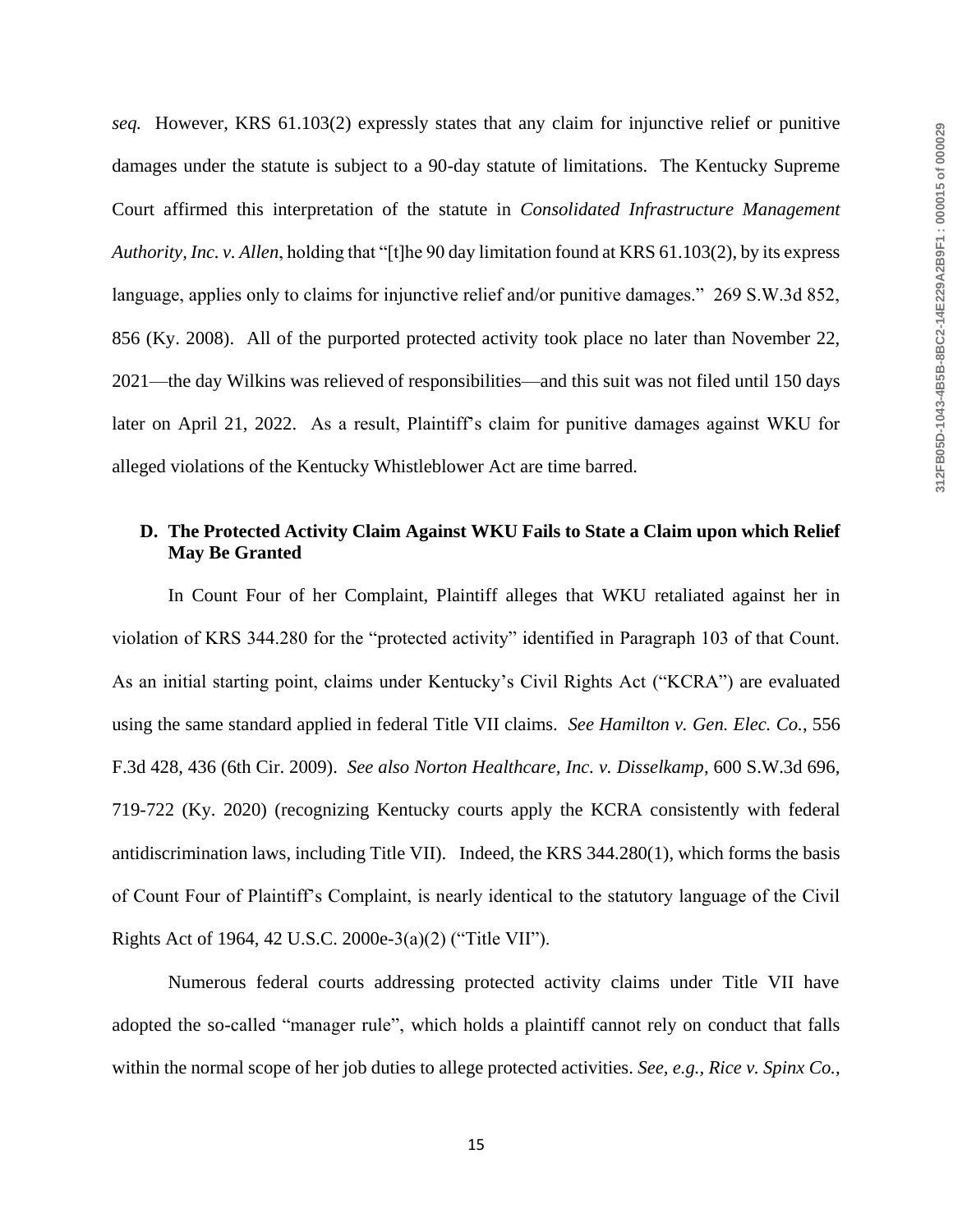*seq.* However, KRS 61.103(2) expressly states that any claim for injunctive relief or punitive damages under the statute is subject to a 90-day statute of limitations. The Kentucky Supreme Court affirmed this interpretation of the statute in *Consolidated Infrastructure Management Authority, Inc. v. Allen*, holding that "[t]he 90 day limitation found at KRS 61.103(2), by its express language, applies only to claims for injunctive relief and/or punitive damages." 269 S.W.3d 852, 856 (Ky. 2008). All of the purported protected activity took place no later than November 22, 2021—the day Wilkins was relieved of responsibilities—and this suit was not filed until 150 days later on April 21, 2022. As a result, Plaintiff's claim for punitive damages against WKU for alleged violations of the Kentucky Whistleblower Act are time barred.

### D. The Protected Activity Claim Against WKU Fails to State a Claim upon which Relief May Be Granted

In Count Four of her Complaint, Plaintiff alleges that WKU retaliated against her in violation of KRS 344.280 for the "protected activity" identified in Paragraph 103 of that Count. As an initial starting point, claims under Kentucky's Civil Rights Act ("KCRA") are evaluated using the same standard applied in federal Title VII claims. *See Hamilton v. Gen. Elec. Co.*, 556 F.3d 428, 436 (6th Cir. 2009). *See also Norton Healthcare, Inc. v. Disselkamp*, 600 S.W.3d 696, 719-722 (Ky. 2020) (recognizing Kentucky courts apply the KCRA consistently with federal antidiscrimination laws, including Title VII). Indeed, the KRS 344.280(1), which forms the basis of Count Four of Plaintiff's Complaint, is nearly identical to the statutory language of the Civil Rights Act of 1964, 42 U.S.C. 2000e-3(a)(2) ("Title VII").

Numerous federal courts addressing protected activity claims under Title VII have adopted the so-called "manager rule", which holds a plaintiff cannot rely on conduct that falls within the normal scope of her job duties to allege protected activities. *See, e.g., Rice v. Spinx Co.*,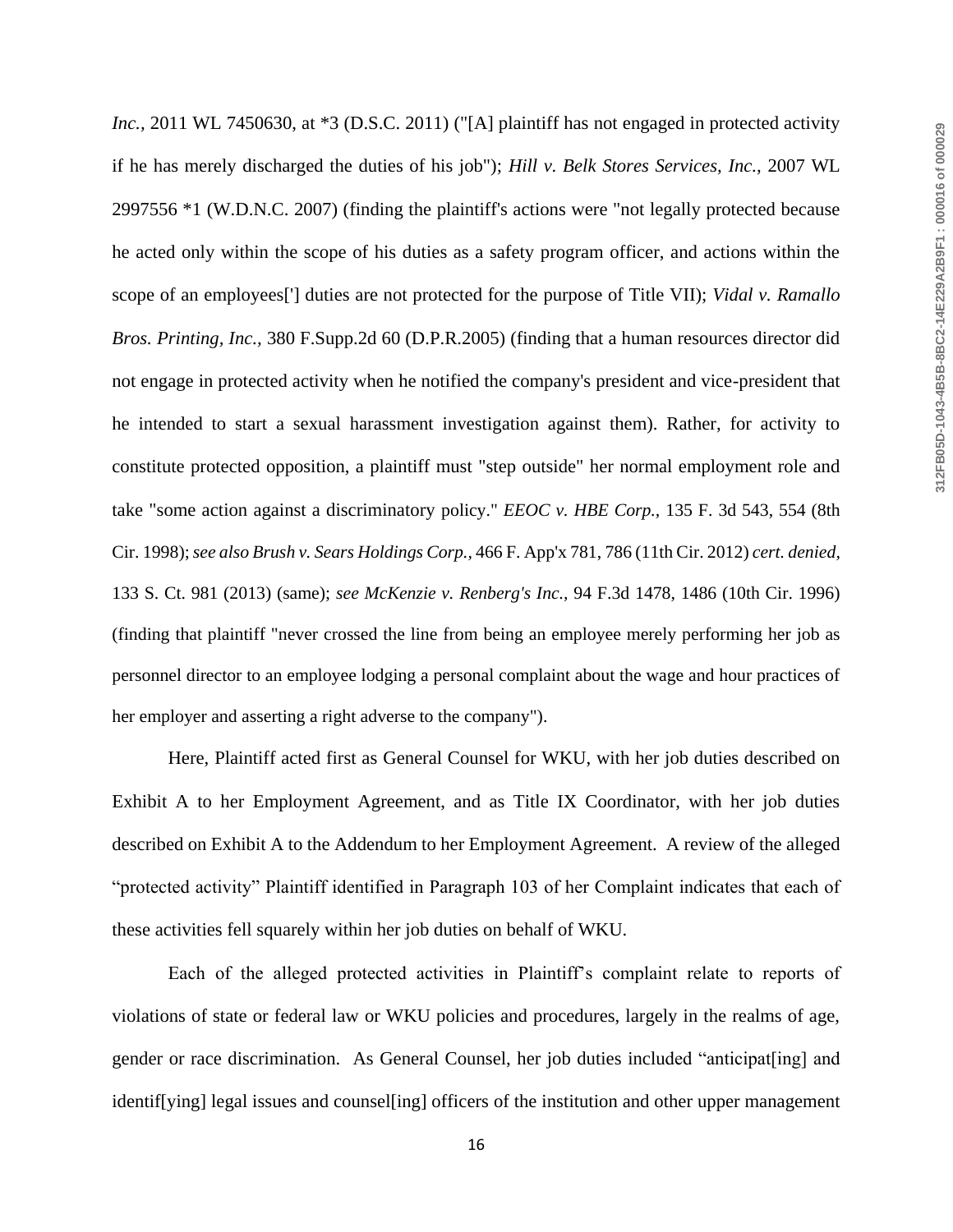*Inc.*, 2011 WL 7450630, at *3 (D.S.C. 2011) ("[A] plaintiff has not engaged in protected activity if he has merely discharged the duties of his job"); *Hill v. Belk Stores Services, Inc.*, 2007 WL 2997556 *1 (W.D.N.C. 2007) (finding the plaintiff's actions were "not legally protected because he acted only within the scope of his duties as a safety program officer, and actions within the scope of an employees['] duties are not protected for the purpose of Title VII); *Vidal v. Ramallo Bros. Printing, Inc.*, 380 F.Supp.2d 60 (D.P.R.2005) (finding that a human resources director did not engage in protected activity when he notified the company's president and vice-president that he intended to start a sexual harassment investigation against them). Rather, for activity to constitute protected opposition, a plaintiff must "step outside" her normal employment role and take "some action against a discriminatory policy." *EEOC v. HBE Corp.*, 135 F. 3d 543, 554 (8th Cir. 1998); *see also Brush v. Sears Holdings Corp.*, 466 F. App'x 781, 786 (11th Cir. 2012) *cert. denied*, 133 S. Ct. 981 (2013) (same); *see McKenzie v. Renberg's Inc.*, 94 F.3d 1478, 1486 (10th Cir. 1996) (finding that plaintiff "never crossed the line from being an employee merely performing her job as personnel director to an employee lodging a personal complaint about the wage and hour practices of her employer and asserting a right adverse to the company").

Here, Plaintiff acted first as General Counsel for WKU, with her job duties described on Exhibit A to her Employment Agreement, and as Title IX Coordinator, with her job duties described on Exhibit A to the Addendum to her Employment Agreement. A review of the alleged "protected activity" Plaintiff identified in Paragraph 103 of her Complaint indicates that each of these activities fell squarely within her job duties on behalf of WKU.

Each of the alleged protected activities in Plaintiff's complaint relate to reports of violations of state or federal law or WKU policies and procedures, largely in the realms of age, gender or race discrimination. As General Counsel, her job duties included "anticipat[ing] and identif[ying] legal issues and counsel[ing] officers of the institution and other upper management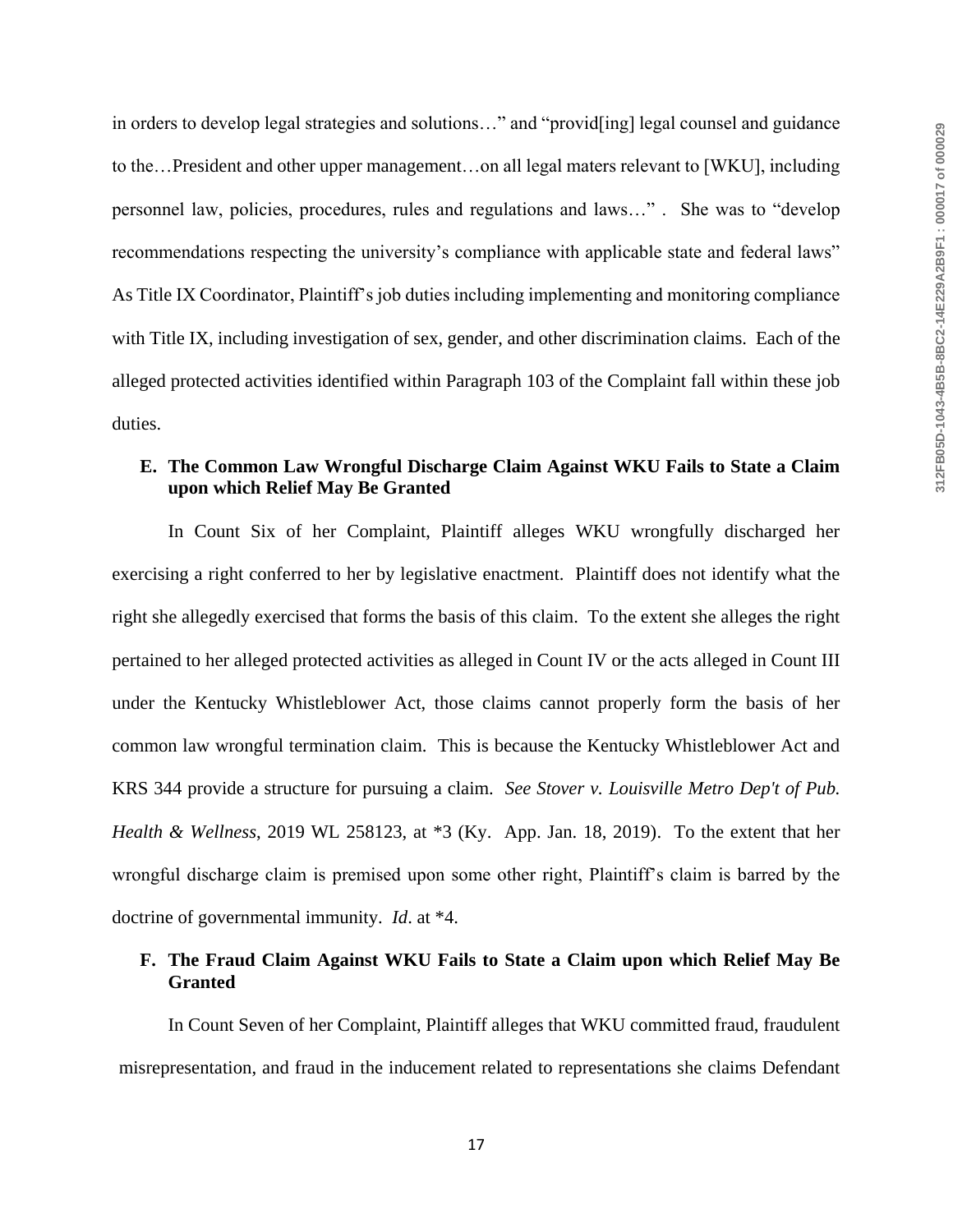in orders to develop legal strategies and solutions…" and "provid[ing] legal counsel and guidance to the…President and other upper management…on all legal maters relevant to [WKU], including personnel law, policies, procedures, rules and regulations and laws…" . She was to "develop recommendations respecting the university's compliance with applicable state and federal laws" As Title IX Coordinator, Plaintiff's job duties including implementing and monitoring compliance with Title IX, including investigation of sex, gender, and other discrimination claims. Each of the alleged protected activities identified within Paragraph 103 of the Complaint fall within these job duties.

### E. The Common Law Wrongful Discharge Claim Against WKU Fails to State a Claim upon which Relief May Be Granted

In Count Six of her Complaint, Plaintiff alleges WKU wrongfully discharged her exercising a right conferred to her by legislative enactment. Plaintiff does not identify what the right she allegedly exercised that forms the basis of this claim. To the extent she alleges the right pertained to her alleged protected activities as alleged in Count IV or the acts alleged in Count III under the Kentucky Whistleblower Act, those claims cannot properly form the basis of her common law wrongful termination claim. This is because the Kentucky Whistleblower Act and KRS 344 provide a structure for pursuing a claim. *See Stover v. Louisville Metro Dep't of Pub. Health & Wellness*, 2019 WL 258123, at *3 (Ky. App. Jan. 18, 2019). To the extent that her wrongful discharge claim is premised upon some other right, Plaintiff's claim is barred by the doctrine of governmental immunity. *Id*. at *4.

### F. The Fraud Claim Against WKU Fails to State a Claim upon which Relief May Be Granted

In Count Seven of her Complaint, Plaintiff alleges that WKU committed fraud, fraudulent misrepresentation, and fraud in the inducement related to representations she claims Defendant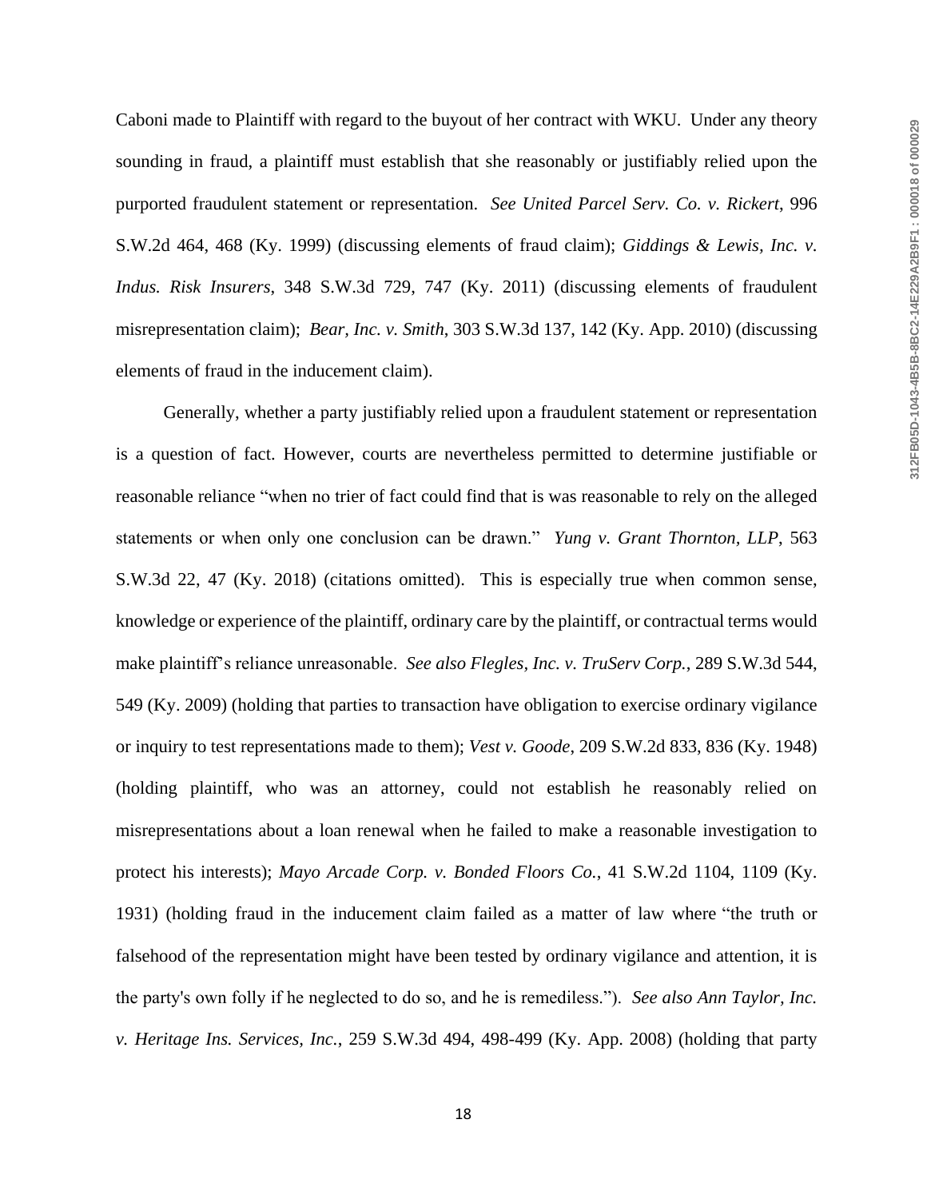Caboni made to Plaintiff with regard to the buyout of her contract with WKU. Under any theory sounding in fraud, a plaintiff must establish that she reasonably or justifiably relied upon the purported fraudulent statement or representation. *See United Parcel Serv. Co. v. Rickert*, 996 S.W.2d 464, 468 (Ky. 1999) (discussing elements of fraud claim); *Giddings & Lewis, Inc. v. Indus. Risk Insurers*, 348 S.W.3d 729, 747 (Ky. 2011) (discussing elements of fraudulent misrepresentation claim); *Bear, Inc. v. Smith*, 303 S.W.3d 137, 142 (Ky. App. 2010) (discussing elements of fraud in the inducement claim).

Generally, whether a party justifiably relied upon a fraudulent statement or representation is a question of fact. However, courts are nevertheless permitted to determine justifiable or reasonable reliance "when no trier of fact could find that is was reasonable to rely on the alleged statements or when only one conclusion can be drawn." *Yung v. Grant Thornton, LLP*, 563 S.W.3d 22, 47 (Ky. 2018) (citations omitted). This is especially true when common sense, knowledge or experience of the plaintiff, ordinary care by the plaintiff, or contractual terms would make plaintiff's reliance unreasonable. *See also Flegles, Inc. v. TruServ Corp.*, 289 S.W.3d 544, 549 (Ky. 2009) (holding that parties to transaction have obligation to exercise ordinary vigilance or inquiry to test representations made to them); *Vest v. Goode*, 209 S.W.2d 833, 836 (Ky. 1948) (holding plaintiff, who was an attorney, could not establish he reasonably relied on misrepresentations about a loan renewal when he failed to make a reasonable investigation to protect his interests); *Mayo Arcade Corp. v. Bonded Floors Co.*, 41 S.W.2d 1104, 1109 (Ky. 1931) (holding fraud in the inducement claim failed as a matter of law where "the truth or falsehood of the representation might have been tested by ordinary vigilance and attention, it is the party's own folly if he neglected to do so, and he is remediless."). *See also Ann Taylor, Inc. v. Heritage Ins. Services, Inc.*, 259 S.W.3d 494, 498-499 (Ky. App. 2008) (holding that party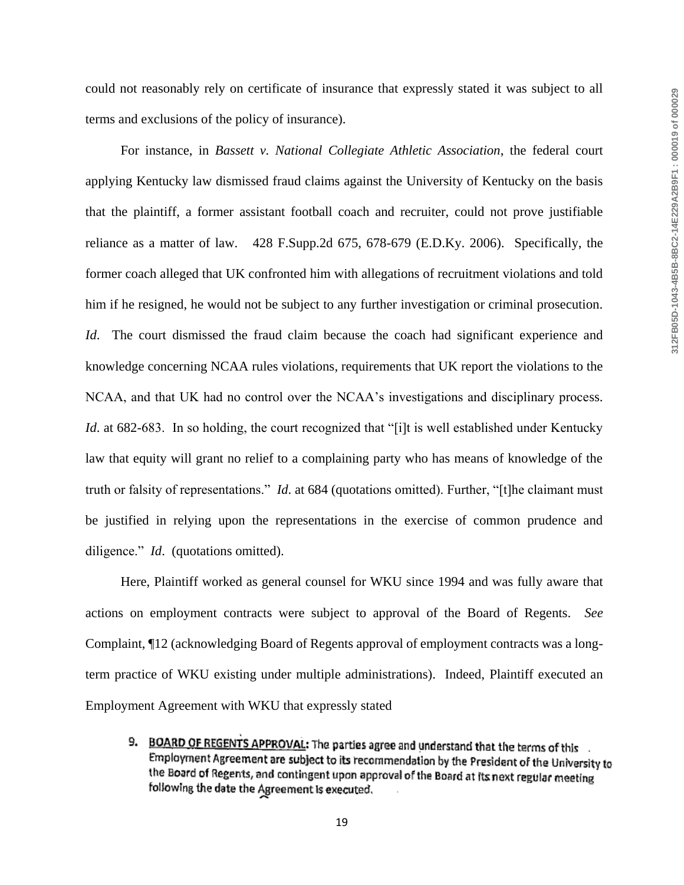could not reasonably rely on certificate of insurance that expressly stated it was subject to all terms and exclusions of the policy of insurance).

For instance, in *Bassett v. National Collegiate Athletic Association*, the federal court applying Kentucky law dismissed fraud claims against the University of Kentucky on the basis that the plaintiff, a former assistant football coach and recruiter, could not prove justifiable reliance as a matter of law. 428 F.Supp.2d 675, 678-679 (E.D.Ky. 2006). Specifically, the former coach alleged that UK confronted him with allegations of recruitment violations and told him if he resigned, he would not be subject to any further investigation or criminal prosecution. *Id*. The court dismissed the fraud claim because the coach had significant experience and knowledge concerning NCAA rules violations, requirements that UK report the violations to the NCAA, and that UK had no control over the NCAA's investigations and disciplinary process. *Id*. at 682-683. In so holding, the court recognized that "[i]t is well established under Kentucky law that equity will grant no relief to a complaining party who has means of knowledge of the truth or falsity of representations." *Id*. at 684 (quotations omitted). Further, "[t]he claimant must be justified in relying upon the representations in the exercise of common prudence and diligence." *Id*. (quotations omitted).

Here, Plaintiff worked as general counsel for WKU since 1994 and was fully aware that actions on employment contracts were subject to approval of the Board of Regents. *See* Complaint, ¶12 (acknowledging Board of Regents approval of employment contracts was a long-term practice of WKU existing under multiple administrations). Indeed, Plaintiff executed an Employment Agreement with WKU that expressly stated

> 9. **BOARD OF REGENTS APPROVAL:** The parties agree and understand that the terms of this Employment Agreement are subject to its recommendation by the President of the University to the Board of Regents, and contingent upon approval of the Board at its next regular meeting following the date the Agreement is executed.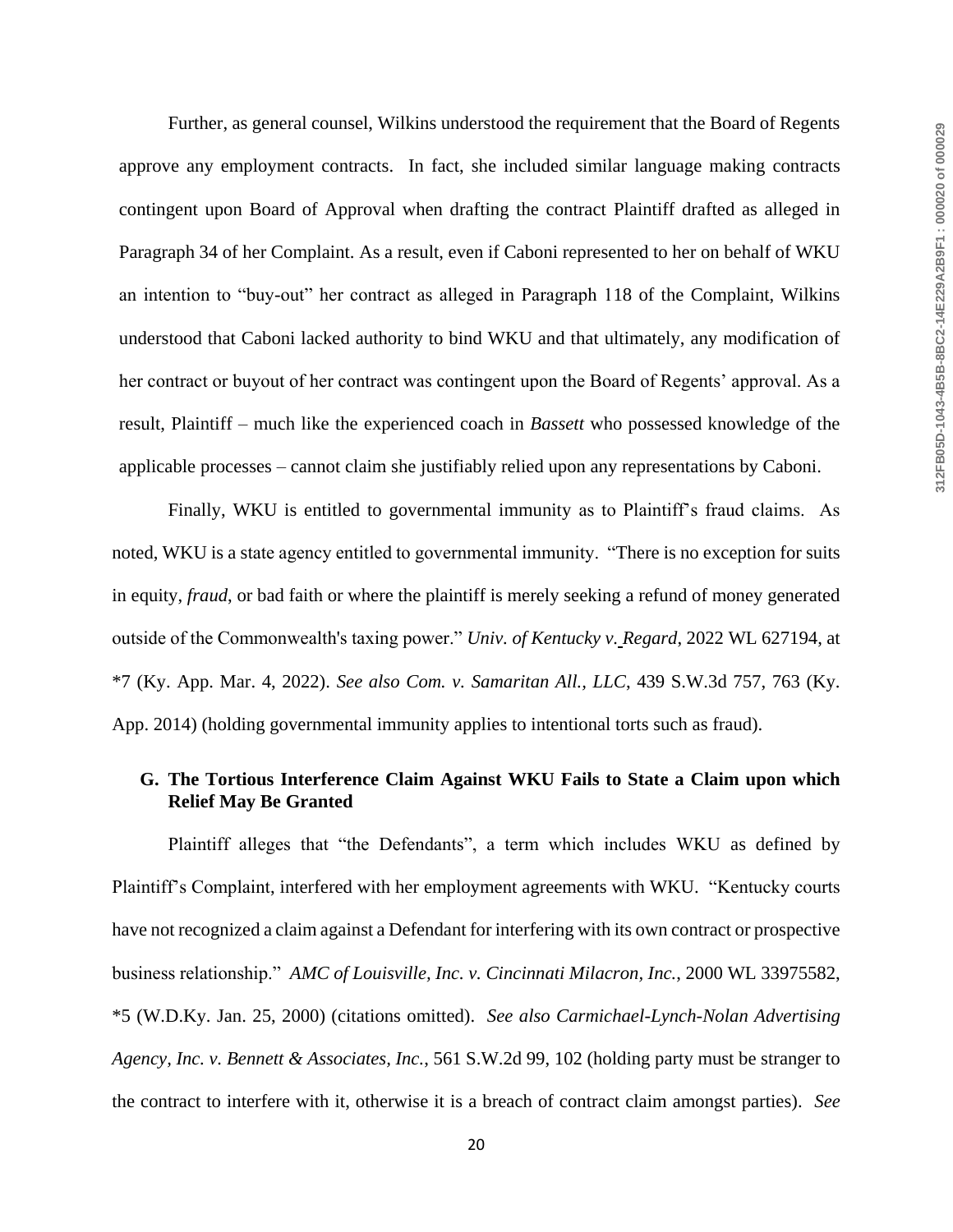Further, as general counsel, Wilkins understood the requirement that the Board of Regents approve any employment contracts. In fact, she included similar language making contracts contingent upon Board of Approval when drafting the contract Plaintiff drafted as alleged in Paragraph 34 of her Complaint. As a result, even if Caboni represented to her on behalf of WKU an intention to "buy-out" her contract as alleged in Paragraph 118 of the Complaint, Wilkins understood that Caboni lacked authority to bind WKU and that ultimately, any modification of her contract or buyout of her contract was contingent upon the Board of Regents' approval. As a result, Plaintiff – much like the experienced coach in *Bassett* who possessed knowledge of the applicable processes – cannot claim she justifiably relied upon any representations by Caboni.

Finally, WKU is entitled to governmental immunity as to Plaintiff's fraud claims. As noted, WKU is a state agency entitled to governmental immunity. "There is no exception for suits in equity, *fraud*, or bad faith or where the plaintiff is merely seeking a refund of money generated outside of the Commonwealth's taxing power." *Univ. of Kentucky v. Regard*, 2022 WL 627194, at *7 (Ky. App. Mar. 4, 2022). *See also Com. v. Samaritan All., LLC*, 439 S.W.3d 757, 763 (Ky. App. 2014) (holding governmental immunity applies to intentional torts such as fraud).

### G. The Tortious Interference Claim Against WKU Fails to State a Claim upon which Relief May Be Granted

Plaintiff alleges that "the Defendants", a term which includes WKU as defined by Plaintiff's Complaint, interfered with her employment agreements with WKU. "Kentucky courts have not recognized a claim against a Defendant for interfering with its own contract or prospective business relationship." *AMC of Louisville, Inc. v. Cincinnati Milacron, Inc.*, 2000 WL 33975582, *5 (W.D.Ky. Jan. 25, 2000) (citations omitted). *See also Carmichael-Lynch-Nolan Advertising Agency, Inc. v. Bennett & Associates, Inc.*, 561 S.W.2d 99, 102 (holding party must be stranger to the contract to interfere with it, otherwise it is a breach of contract claim amongst parties). *See*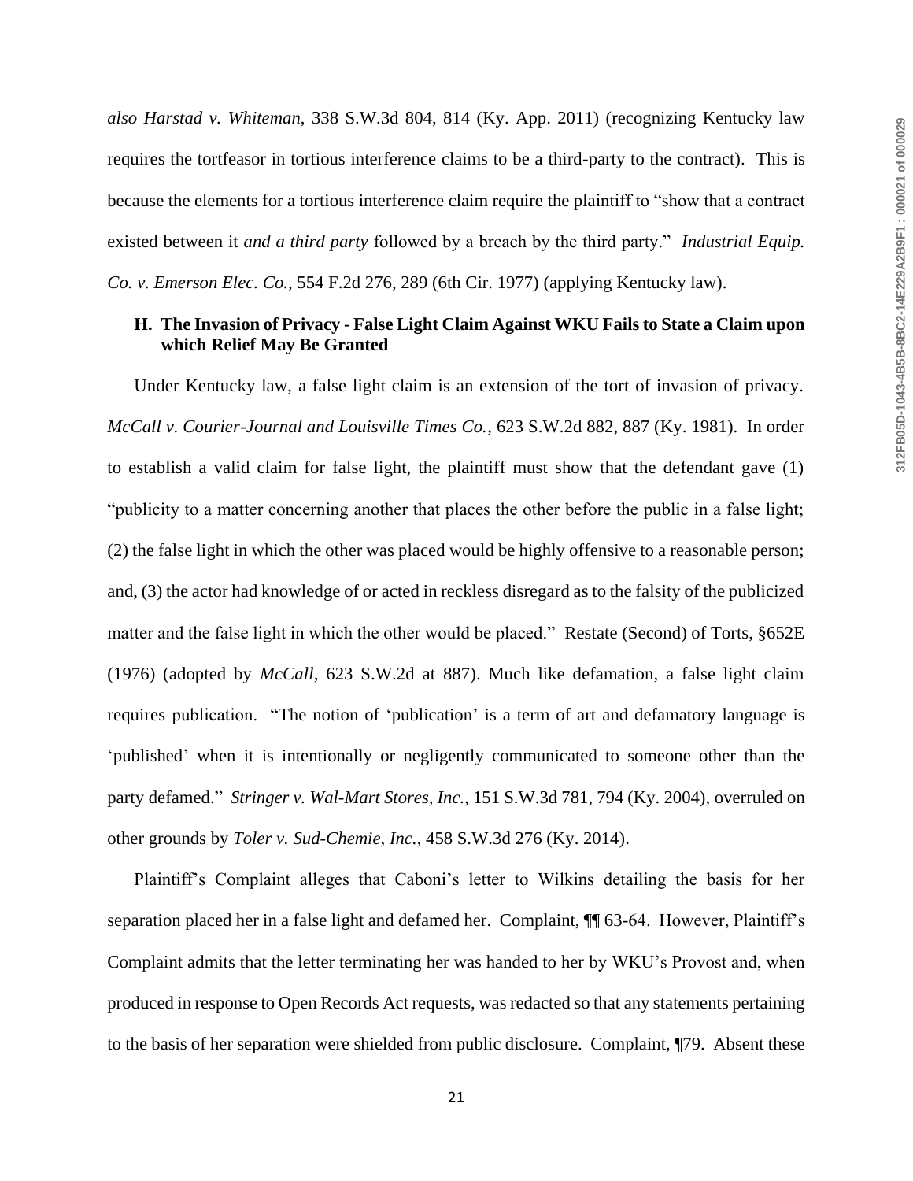*also Harstad v. Whiteman*, 338 S.W.3d 804, 814 (Ky. App. 2011) (recognizing Kentucky law requires the tortfeasor in tortious interference claims to be a third-party to the contract). This is because the elements for a tortious interference claim require the plaintiff to "show that a contract existed between it *and a third party* followed by a breach by the third party." *Industrial Equip. Co. v. Emerson Elec. Co.*, 554 F.2d 276, 289 (6th Cir. 1977) (applying Kentucky law).

### H. The Invasion of Privacy - False Light Claim Against WKU Fails to State a Claim upon which Relief May Be Granted

Under Kentucky law, a false light claim is an extension of the tort of invasion of privacy. *McCall v. Courier-Journal and Louisville Times Co.*, 623 S.W.2d 882, 887 (Ky. 1981). In order to establish a valid claim for false light, the plaintiff must show that the defendant gave (1) "publicity to a matter concerning another that places the other before the public in a false light; (2) the false light in which the other was placed would be highly offensive to a reasonable person; and, (3) the actor had knowledge of or acted in reckless disregard as to the falsity of the publicized matter and the false light in which the other would be placed." Restate (Second) of Torts, §652E (1976) (adopted by *McCall*, 623 S.W.2d at 887). Much like defamation, a false light claim requires publication. "The notion of 'publication' is a term of art and defamatory language is 'published' when it is intentionally or negligently communicated to someone other than the party defamed." *Stringer v. Wal-Mart Stores, Inc.*, 151 S.W.3d 781, 794 (Ky. 2004), overruled on other grounds by *Toler v. Sud-Chemie, Inc.*, 458 S.W.3d 276 (Ky. 2014).

Plaintiff's Complaint alleges that Caboni's letter to Wilkins detailing the basis for her separation placed her in a false light and defamed her. Complaint, ¶¶ 63-64. However, Plaintiff's Complaint admits that the letter terminating her was handed to her by WKU's Provost and, when produced in response to Open Records Act requests, was redacted so that any statements pertaining to the basis of her separation were shielded from public disclosure. Complaint, ¶79. Absent these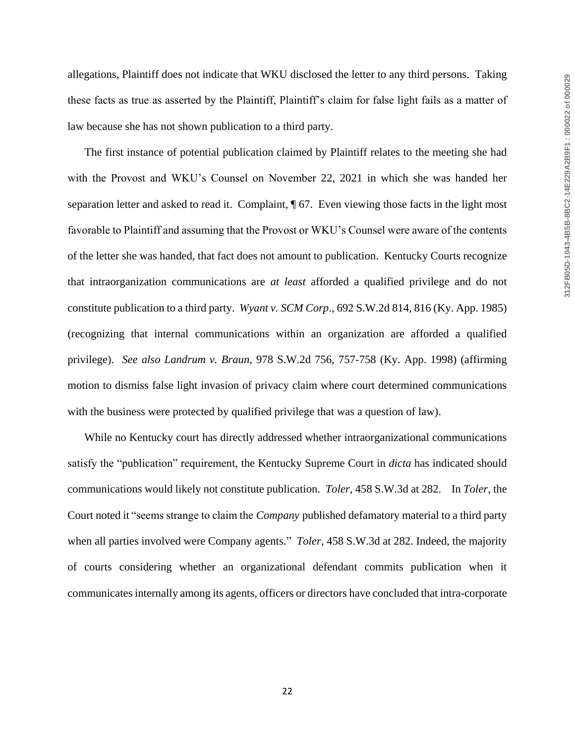allegations, Plaintiff does not indicate that WKU disclosed the letter to any third persons. Taking these facts as true as asserted by the Plaintiff, Plaintiff's claim for false light fails as a matter of law because she has not shown publication to a third party.

The first instance of potential publication claimed by Plaintiff relates to the meeting she had with the Provost and WKU's Counsel on November 22, 2021 in which she was handed her separation letter and asked to read it. Complaint, ¶ 67. Even viewing those facts in the light most favorable to Plaintiff and assuming that the Provost or WKU's Counsel were aware of the contents of the letter she was handed, that fact does not amount to publication. Kentucky Courts recognize that intraorganization communications are *at least* afforded a qualified privilege and do not constitute publication to a third party. *Wyant v. SCM Corp*., 692 S.W.2d 814, 816 (Ky. App. 1985) (recognizing that internal communications within an organization are afforded a qualified privilege). *See also Landrum v. Braun*, 978 S.W.2d 756, 757-758 (Ky. App. 1998) (affirming motion to dismiss false light invasion of privacy claim where court determined communications with the business were protected by qualified privilege that was a question of law).

While no Kentucky court has directly addressed whether intraorganizational communications satisfy the "publication" requirement, the Kentucky Supreme Court in *dicta* has indicated should communications would likely not constitute publication. *Toler*, 458 S.W.3d at 282. In *Toler*, the Court noted it "seems strange to claim the *Company* published defamatory material to a third party when all parties involved were Company agents." *Toler*, 458 S.W.3d at 282. Indeed, the majority of courts considering whether an organizational defendant commits publication when it communicates internally among its agents, officers or directors have concluded that intra-corporate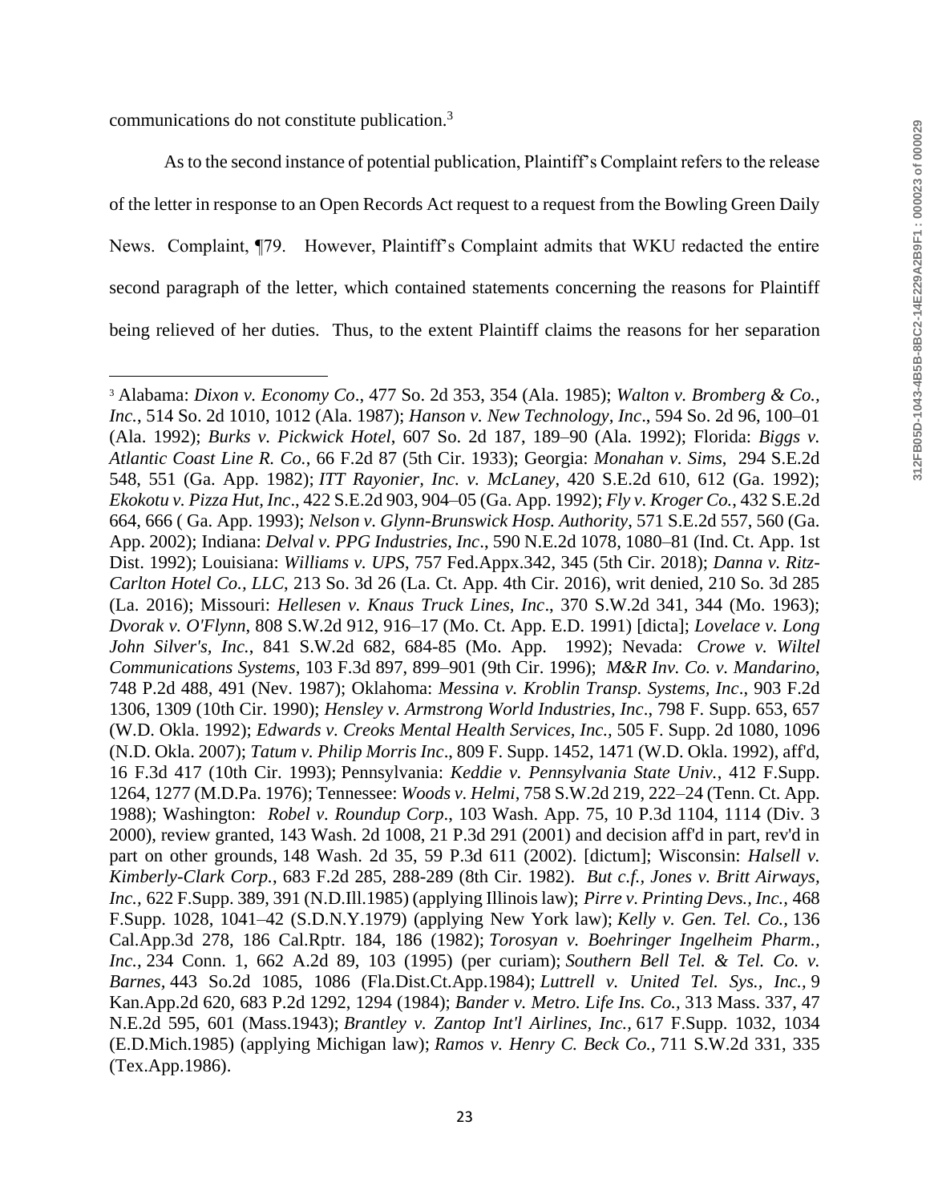communications do not constitute publication.[3]

As to the second instance of potential publication, Plaintiff's Complaint refers to the release of the letter in response to an Open Records Act request to a request from the Bowling Green Daily News. Complaint, ¶79. However, Plaintiff's Complaint admits that WKU redacted the entire second paragraph of the letter, which contained statements concerning the reasons for Plaintiff being relieved of her duties. Thus, to the extent Plaintiff claims the reasons for her separation

---

[3] Alabama: *Dixon v. Economy Co*., 477 So. 2d 353, 354 (Ala. 1985); *Walton v. Bromberg & Co., Inc.*, 514 So. 2d 1010, 1012 (Ala. 1987); *Hanson v. New Technology, Inc*., 594 So. 2d 96, 100–01 (Ala. 1992); *Burks v. Pickwick Hotel*, 607 So. 2d 187, 189–90 (Ala. 1992); Florida: *Biggs v. Atlantic Coast Line R. Co.*, 66 F.2d 87 (5th Cir. 1933); Georgia: *Monahan v. Sims*, 294 S.E.2d 548, 551 (Ga. App. 1982); *ITT Rayonier, Inc. v. McLaney*, 420 S.E.2d 610, 612 (Ga. 1992); *Ekokotu v. Pizza Hut, Inc*., 422 S.E.2d 903, 904–05 (Ga. App. 1992); *Fly v. Kroger Co.*, 432 S.E.2d 664, 666 ( Ga. App. 1993); *Nelson v. Glynn-Brunswick Hosp. Authority*, 571 S.E.2d 557, 560 (Ga. App. 2002); Indiana: *Delval v. PPG Industries, Inc*., 590 N.E.2d 1078, 1080–81 (Ind. Ct. App. 1st Dist. 1992); Louisiana: *Williams v. UPS*, 757 Fed.Appx.342, 345 (5th Cir. 2018); *Danna v. Ritz-Carlton Hotel Co., LLC*, 213 So. 3d 26 (La. Ct. App. 4th Cir. 2016), writ denied, 210 So. 3d 285 (La. 2016); Missouri: *Hellesen v. Knaus Truck Lines, Inc*., 370 S.W.2d 341, 344 (Mo. 1963); *Dvorak v. O'Flynn*, 808 S.W.2d 912, 916–17 (Mo. Ct. App. E.D. 1991) [dicta]; *Lovelace v. Long John Silver's, Inc.*, 841 S.W.2d 682, 684-85 (Mo. App. 1992); Nevada: *Crowe v. Wiltel Communications Systems*, 103 F.3d 897, 899–901 (9th Cir. 1996); *M&R Inv. Co. v. Mandarino*, 748 P.2d 488, 491 (Nev. 1987); Oklahoma: *Messina v. Kroblin Transp. Systems, Inc*., 903 F.2d 1306, 1309 (10th Cir. 1990); *Hensley v. Armstrong World Industries, Inc*., 798 F. Supp. 653, 657 (W.D. Okla. 1992); *Edwards v. Creoks Mental Health Services, Inc.*, 505 F. Supp. 2d 1080, 1096 (N.D. Okla. 2007); *Tatum v. Philip Morris Inc*., 809 F. Supp. 1452, 1471 (W.D. Okla. 1992), aff'd, 16 F.3d 417 (10th Cir. 1993); Pennsylvania: *Keddie v. Pennsylvania State Univ.*, 412 F.Supp. 1264, 1277 (M.D.Pa. 1976); Tennessee: *Woods v. Helmi*, 758 S.W.2d 219, 222–24 (Tenn. Ct. App. 1988); Washington: *Robel v. Roundup Corp*., 103 Wash. App. 75, 10 P.3d 1104, 1114 (Div. 3 2000), review granted, 143 Wash. 2d 1008, 21 P.3d 291 (2001) and decision aff'd in part, rev'd in part on other grounds, 148 Wash. 2d 35, 59 P.3d 611 (2002). [dictum]; Wisconsin: *Halsell v. Kimberly-Clark Corp.*, 683 F.2d 285, 288-289 (8th Cir. 1982). *But c.f., Jones v. Britt Airways, Inc.,* 622 F.Supp. 389, 391 (N.D.Ill.1985) (applying Illinois law); *Pirre v. Printing Devs., Inc.,* 468 F.Supp. 1028, 1041–42 (S.D.N.Y.1979) (applying New York law); *Kelly v. Gen. Tel. Co.,* 136 Cal.App.3d 278, 186 Cal.Rptr. 184, 186 (1982); *Torosyan v. Boehringer Ingelheim Pharm., Inc.*, 234 Conn. 1, 662 A.2d 89, 103 (1995) (per curiam); *Southern Bell Tel. & Tel. Co. v. Barnes,* 443 So.2d 1085, 1086 (Fla.Dist.Ct.App.1984); *Luttrell v. United Tel. Sys., Inc.,* 9 Kan.App.2d 620, 683 P.2d 1292, 1294 (1984); *Bander v. Metro. Life Ins. Co.*, 313 Mass. 337, 47 N.E.2d 595, 601 (Mass.1943); *Brantley v. Zantop Int'l Airlines, Inc.,* 617 F.Supp. 1032, 1034 (E.D.Mich.1985) (applying Michigan law); *Ramos v. Henry C. Beck Co.,* 711 S.W.2d 331, 335 (Tex.App.1986).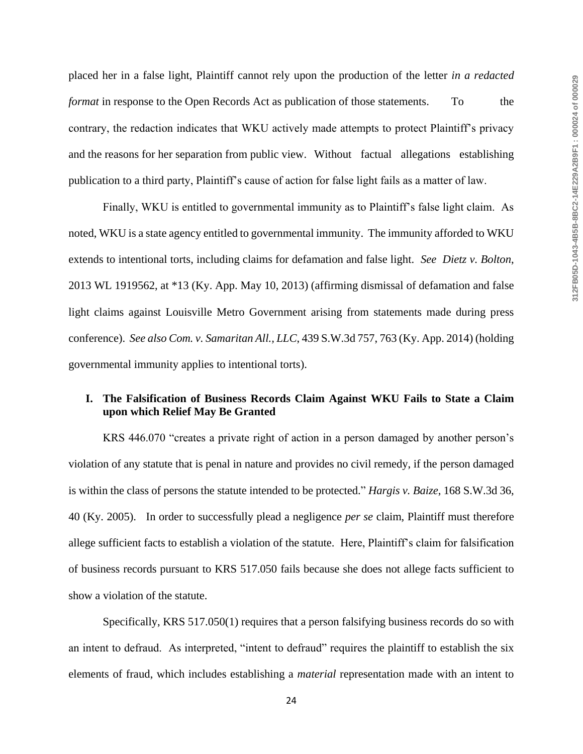placed her in a false light, Plaintiff cannot rely upon the production of the letter *in a redacted format* in response to the Open Records Act as publication of those statements. To the contrary, the redaction indicates that WKU actively made attempts to protect Plaintiff's privacy and the reasons for her separation from public view. Without factual allegations establishing publication to a third party, Plaintiff's cause of action for false light fails as a matter of law.

Finally, WKU is entitled to governmental immunity as to Plaintiff's false light claim. As noted, WKU is a state agency entitled to governmental immunity. The immunity afforded to WKU extends to intentional torts, including claims for defamation and false light. *See Dietz v. Bolton*, 2013 WL 1919562, at *13 (Ky. App. May 10, 2013) (affirming dismissal of defamation and false light claims against Louisville Metro Government arising from statements made during press conference). *See also Com. v. Samaritan All., LLC*, 439 S.W.3d 757, 763 (Ky. App. 2014) (holding governmental immunity applies to intentional torts).

## I. The Falsification of Business Records Claim Against WKU Fails to State a Claim upon which Relief May Be Granted

KRS 446.070 "creates a private right of action in a person damaged by another person's violation of any statute that is penal in nature and provides no civil remedy, if the person damaged is within the class of persons the statute intended to be protected." *Hargis v. Baize*, 168 S.W.3d 36, 40 (Ky. 2005). In order to successfully plead a negligence *per se* claim, Plaintiff must therefore allege sufficient facts to establish a violation of the statute. Here, Plaintiff's claim for falsification of business records pursuant to KRS 517.050 fails because she does not allege facts sufficient to show a violation of the statute.

Specifically, KRS 517.050(1) requires that a person falsifying business records do so with an intent to defraud. As interpreted, "intent to defraud" requires the plaintiff to establish the six elements of fraud, which includes establishing a *material* representation made with an intent to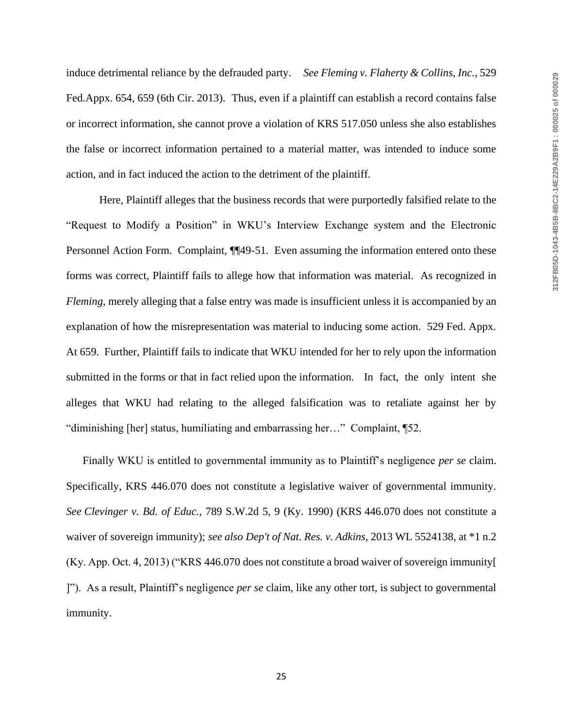induce detrimental reliance by the defrauded party. *See Fleming v. Flaherty & Collins, Inc.*, 529 Fed.Appx. 654, 659 (6th Cir. 2013). Thus, even if a plaintiff can establish a record contains false or incorrect information, she cannot prove a violation of KRS 517.050 unless she also establishes the false or incorrect information pertained to a material matter, was intended to induce some action, and in fact induced the action to the detriment of the plaintiff.

Here, Plaintiff alleges that the business records that were purportedly falsified relate to the "Request to Modify a Position" in WKU's Interview Exchange system and the Electronic Personnel Action Form. Complaint, ¶¶49-51. Even assuming the information entered onto these forms was correct, Plaintiff fails to allege how that information was material. As recognized in *Fleming*, merely alleging that a false entry was made is insufficient unless it is accompanied by an explanation of how the misrepresentation was material to inducing some action. 529 Fed. Appx. At 659. Further, Plaintiff fails to indicate that WKU intended for her to rely upon the information submitted in the forms or that in fact relied upon the information. In fact, the only intent she alleges that WKU had relating to the alleged falsification was to retaliate against her by "diminishing [her] status, humiliating and embarrassing her…" Complaint, ¶52.

Finally WKU is entitled to governmental immunity as to Plaintiff's negligence *per se* claim. Specifically, KRS 446.070 does not constitute a legislative waiver of governmental immunity. *See Clevinger v. Bd. of Educ.*, 789 S.W.2d 5, 9 (Ky. 1990) (KRS 446.070 does not constitute a waiver of sovereign immunity); *see also Dep't of Nat. Res. v. Adkins*, 2013 WL 5524138, at *1 n.2 (Ky. App. Oct. 4, 2013) ("KRS 446.070 does not constitute a broad waiver of sovereign immunity[ ]"). As a result, Plaintiff's negligence *per se* claim, like any other tort, is subject to governmental immunity.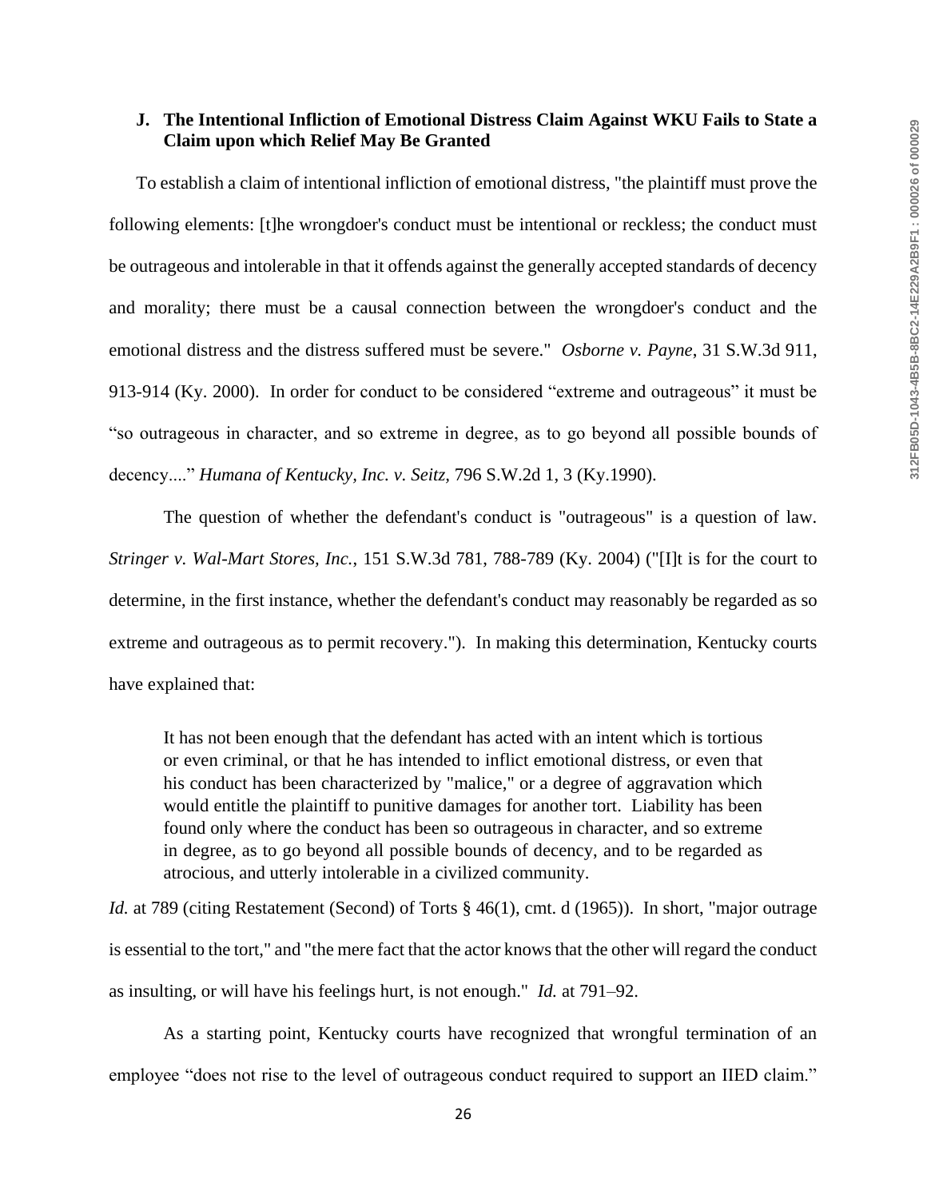### J. The Intentional Infliction of Emotional Distress Claim Against WKU Fails to State a Claim upon which Relief May Be Granted

To establish a claim of intentional infliction of emotional distress, "the plaintiff must prove the following elements: [t]he wrongdoer's conduct must be intentional or reckless; the conduct must be outrageous and intolerable in that it offends against the generally accepted standards of decency and morality; there must be a causal connection between the wrongdoer's conduct and the emotional distress and the distress suffered must be severe." *Osborne v. Payne*, 31 S.W.3d 911, 913-914 (Ky. 2000). In order for conduct to be considered "extreme and outrageous" it must be "so outrageous in character, and so extreme in degree, as to go beyond all possible bounds of decency...." *Humana of Kentucky, Inc. v. Seitz*, 796 S.W.2d 1, 3 (Ky.1990).

The question of whether the defendant's conduct is "outrageous" is a question of law. *Stringer v. Wal-Mart Stores, Inc.*, 151 S.W.3d 781, 788-789 (Ky. 2004) ("[I]t is for the court to determine, in the first instance, whether the defendant's conduct may reasonably be regarded as so extreme and outrageous as to permit recovery."). In making this determination, Kentucky courts have explained that:

> It has not been enough that the defendant has acted with an intent which is tortious or even criminal, or that he has intended to inflict emotional distress, or even that his conduct has been characterized by "malice," or a degree of aggravation which would entitle the plaintiff to punitive damages for another tort. Liability has been found only where the conduct has been so outrageous in character, and so extreme in degree, as to go beyond all possible bounds of decency, and to be regarded as atrocious, and utterly intolerable in a civilized community.

*Id.* at 789 (citing Restatement (Second) of Torts § 46(1), cmt. d (1965)). In short, "major outrage is essential to the tort," and "the mere fact that the actor knows that the other will regard the conduct as insulting, or will have his feelings hurt, is not enough." *Id.* at 791–92.

As a starting point, Kentucky courts have recognized that wrongful termination of an employee "does not rise to the level of outrageous conduct required to support an IIED claim."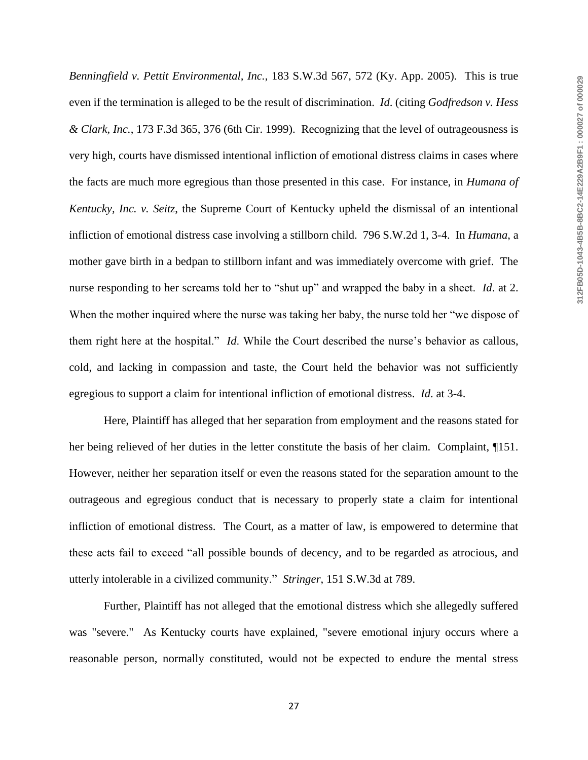*Benningfield v. Pettit Environmental, Inc.*, 183 S.W.3d 567, 572 (Ky. App. 2005). This is true even if the termination is alleged to be the result of discrimination. *Id*. (citing *Godfredson v. Hess & Clark, Inc.*, 173 F.3d 365, 376 (6th Cir. 1999). Recognizing that the level of outrageousness is very high, courts have dismissed intentional infliction of emotional distress claims in cases where the facts are much more egregious than those presented in this case. For instance, in *Humana of Kentucky, Inc. v. Seitz*, the Supreme Court of Kentucky upheld the dismissal of an intentional infliction of emotional distress case involving a stillborn child. 796 S.W.2d 1, 3-4. In *Humana*, a mother gave birth in a bedpan to stillborn infant and was immediately overcome with grief. The nurse responding to her screams told her to "shut up" and wrapped the baby in a sheet. *Id*. at 2. When the mother inquired where the nurse was taking her baby, the nurse told her "we dispose of them right here at the hospital." *Id*. While the Court described the nurse's behavior as callous, cold, and lacking in compassion and taste, the Court held the behavior was not sufficiently egregious to support a claim for intentional infliction of emotional distress. *Id*. at 3-4.

Here, Plaintiff has alleged that her separation from employment and the reasons stated for her being relieved of her duties in the letter constitute the basis of her claim. Complaint, ¶151. However, neither her separation itself or even the reasons stated for the separation amount to the outrageous and egregious conduct that is necessary to properly state a claim for intentional infliction of emotional distress. The Court, as a matter of law, is empowered to determine that these acts fail to exceed "all possible bounds of decency, and to be regarded as atrocious, and utterly intolerable in a civilized community." *Stringer*, 151 S.W.3d at 789.

Further, Plaintiff has not alleged that the emotional distress which she allegedly suffered was "severe." As Kentucky courts have explained, "severe emotional injury occurs where a reasonable person, normally constituted, would not be expected to endure the mental stress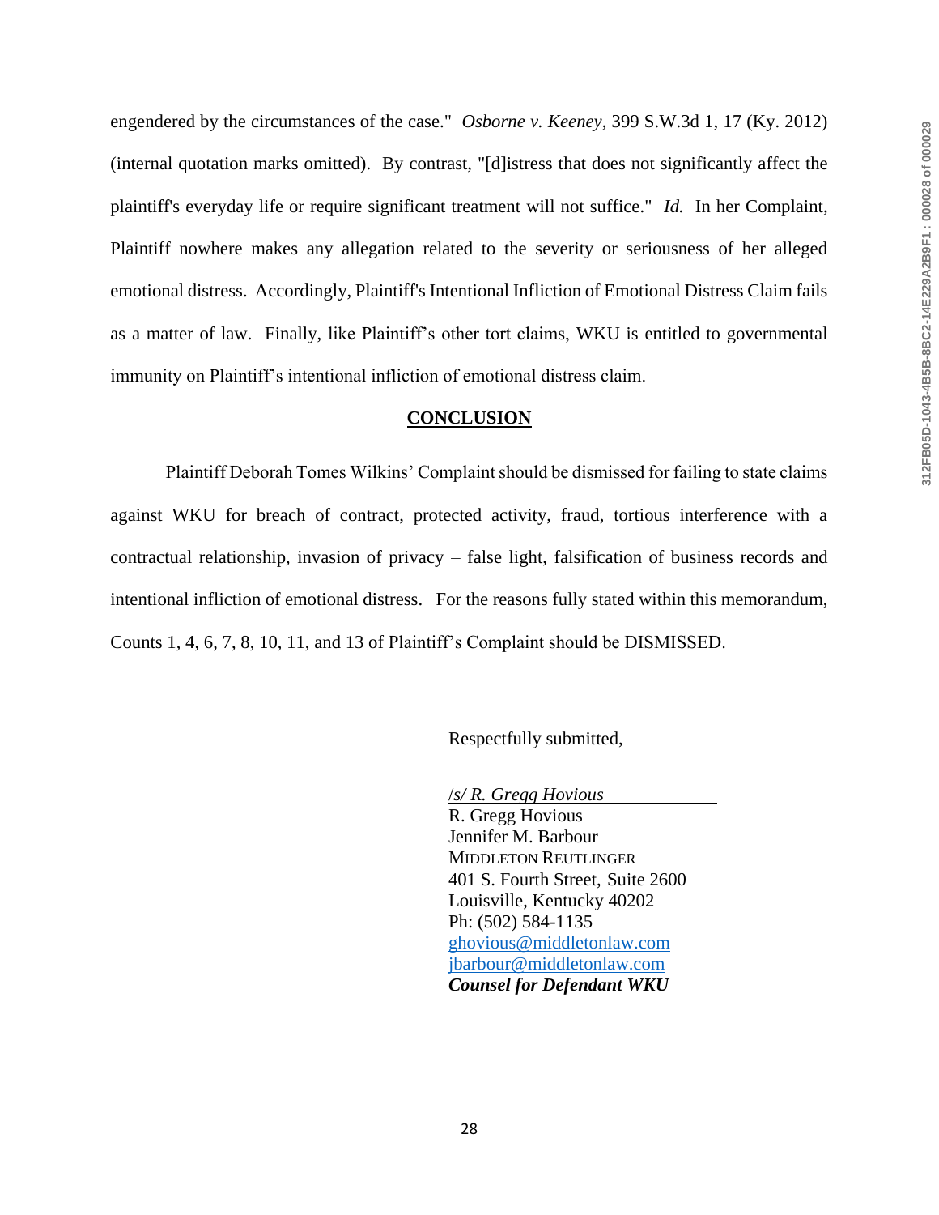engendered by the circumstances of the case." *Osborne v. Keeney*, 399 S.W.3d 1, 17 (Ky. 2012) (internal quotation marks omitted). By contrast, "[d]istress that does not significantly affect the plaintiff's everyday life or require significant treatment will not suffice." *Id.* In her Complaint, Plaintiff nowhere makes any allegation related to the severity or seriousness of her alleged emotional distress. Accordingly, Plaintiff's Intentional Infliction of Emotional Distress Claim fails as a matter of law. Finally, like Plaintiff's other tort claims, WKU is entitled to governmental immunity on Plaintiff's intentional infliction of emotional distress claim.

## CONCLUSION

Plaintiff Deborah Tomes Wilkins' Complaint should be dismissed for failing to state claims against WKU for breach of contract, protected activity, fraud, tortious interference with a contractual relationship, invasion of privacy – false light, falsification of business records and intentional infliction of emotional distress. For the reasons fully stated within this memorandum, Counts 1, 4, 6, 7, 8, 10, 11, and 13 of Plaintiff's Complaint should be DISMISSED.

Respectfully submitted,

*/s/ R. Gregg Hovious*
R. Gregg Hovious
Jennifer M. Barbour
MIDDLETON REUTLINGER
401 S. Fourth Street, Suite 2600
Louisville, Kentucky 40202
Ph: (502) 584-1135
ghovious@middletonlaw.com
jbarbour@middletonlaw.com
***Counsel for Defendant WKU***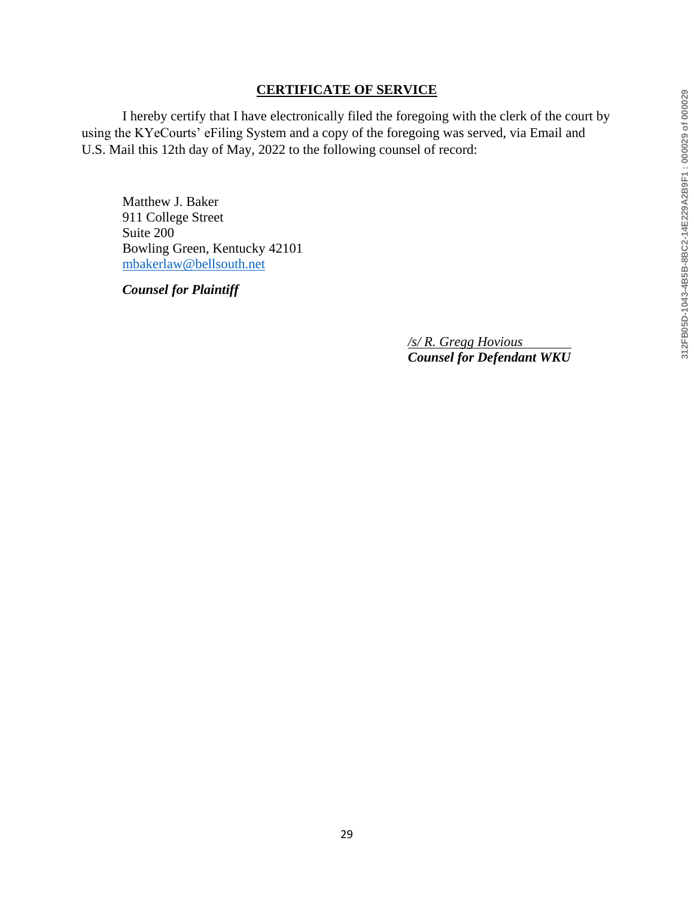## CERTIFICATE OF SERVICE

I hereby certify that I have electronically filed the foregoing with the clerk of the court by using the KYeCourts' eFiling System and a copy of the foregoing was served, via Email and U.S. Mail this 12th day of May, 2022 to the following counsel of record:

Matthew J. Baker
911 College Street
Suite 200
Bowling Green, Kentucky 42101
mbakerlaw@bellsouth.net

***Counsel for Plaintiff***

*/s/ R. Gregg Hovious*
***Counsel for Defendant WKU***